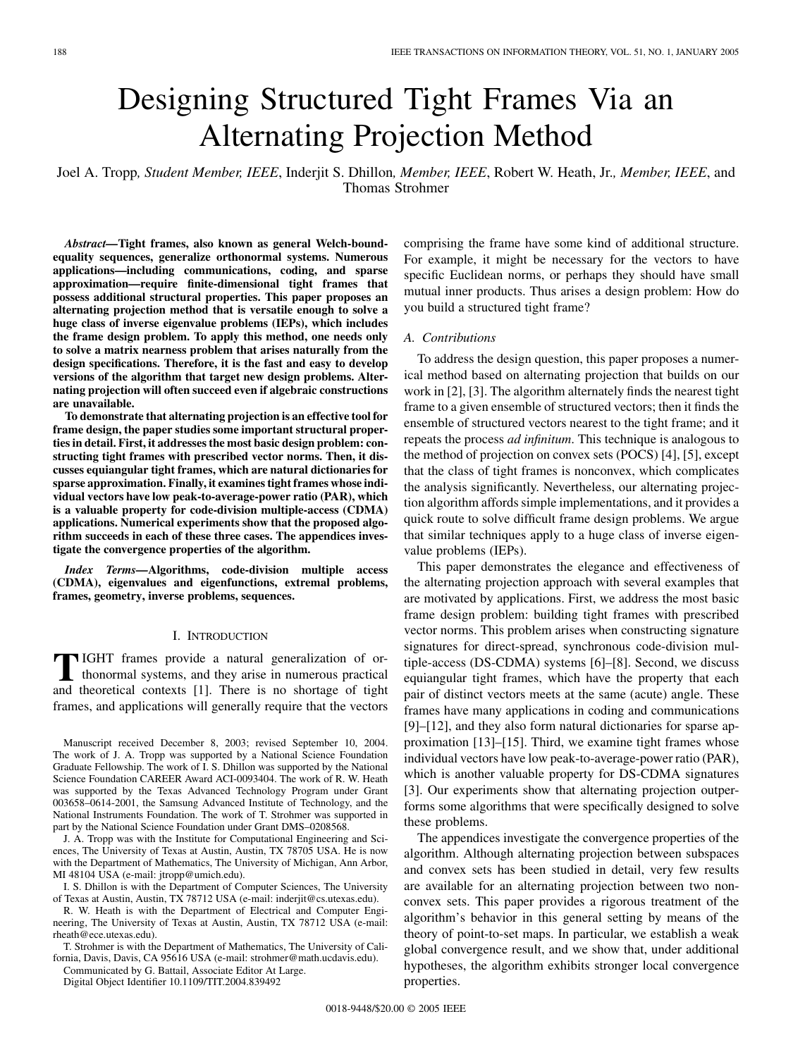# Designing Structured Tight Frames Via an Alternating Projection Method

Joel A. Tropp, *Student Member, IEEE*, Inderjit S. Dhillon, *Member, IEEE*, Robert W. Heath, Jr., *Member, IEEE*, and Thomas Strohmer

***Abstract*—Tight frames, also known as general Welch-bound-equality sequences, generalize orthonormal systems. Numerous applications—including communications, coding, and sparse approximation—require finite-dimensional tight frames that possess additional structural properties. This paper proposes an alternating projection method that is versatile enough to solve a huge class of inverse eigenvalue problems (IEPs), which includes the frame design problem. To apply this method, one needs only to solve a matrix nearness problem that arises naturally from the design specifications. Therefore, it is the fast and easy to develop versions of the algorithm that target new design problems. Alternating projection will often succeed even if algebraic constructions are unavailable.**

**To demonstrate that alternating projection is an effective tool for frame design, the paper studies some important structural properties in detail. First, it addresses the most basic design problem: constructing tight frames with prescribed vector norms. Then, it discusses equiangular tight frames, which are natural dictionaries for sparse approximation. Finally, it examines tight frames whose individual vectors have low peak-to-average-power ratio (PAR), which is a valuable property for code-division multiple-access (CDMA) applications. Numerical experiments show that the proposed algorithm succeeds in each of these three cases. The appendices investigate the convergence properties of the algorithm.**

***Index Terms*—Algorithms, code-division multiple access (CDMA), eigenvalues and eigenfunctions, extremal problems, frames, geometry, inverse problems, sequences.**

## I. Introduction

Tight frames provide a natural generalization of orthonormal systems, and they arise in numerous practical and theoretical contexts [1]. There is no shortage of tight frames, and applications will generally require that the vectors comprising the frame have some kind of additional structure. For example, it might be necessary for the vectors to have specific Euclidean norms, or perhaps they should have small mutual inner products. Thus arises a design problem: How do you build a structured tight frame?

### A. Contributions

To address the design question, this paper proposes a numerical method based on alternating projection that builds on our work in [2], [3]. The algorithm alternately finds the nearest tight frame to a given ensemble of structured vectors; then it finds the ensemble of structured vectors nearest to the tight frame; and it repeats the process *ad infinitum*. This technique is analogous to the method of projection on convex sets (POCS) [4], [5], except that the class of tight frames is nonconvex, which complicates the analysis significantly. Nevertheless, our alternating projection algorithm affords simple implementations, and it provides a quick route to solve difficult frame design problems. We argue that similar techniques apply to a huge class of inverse eigenvalue problems (IEPs).

This paper demonstrates the elegance and effectiveness of the alternating projection approach with several examples that are motivated by applications. First, we address the most basic frame design problem: building tight frames with prescribed vector norms. This problem arises when constructing signature signatures for direct-spread, synchronous code-division multiple-access (DS-CDMA) systems [6]–[8]. Second, we discuss equiangular tight frames, which have the property that each pair of distinct vectors meets at the same (acute) angle. These frames have many applications in coding and communications [9]–[12], and they also form natural dictionaries for sparse approximation [13]–[15]. Third, we examine tight frames whose individual vectors have low peak-to-average-power ratio (PAR), which is another valuable property for DS-CDMA signatures [3]. Our experiments show that alternating projection outperforms some algorithms that were specifically designed to solve these problems.

The appendices investigate the convergence properties of the algorithm. Although alternating projection between subspaces and convex sets has been studied in detail, very few results are available for an alternating projection between two nonconvex sets. This paper provides a rigorous treatment of the algorithm's behavior in this general setting by means of the theory of point-to-set maps. In particular, we establish a weak global convergence result, and we show that, under additional hypotheses, the algorithm exhibits stronger local convergence properties.

---

Manuscript received December 8, 2003; revised September 10, 2004. The work of J. A. Tropp was supported by a National Science Foundation Graduate Fellowship. The work of I. S. Dhillon was supported by the National Science Foundation CAREER Award ACI-0093404. The work of R. W. Heath was supported by the Texas Advanced Technology Program under Grant 003658–0614-2001, the Samsung Advanced Institute of Technology, and the National Instruments Foundation. The work of T. Strohmer was supported in part by the National Science Foundation under Grant DMS–0208568.

J. A. Tropp was with the Institute for Computational Engineering and Sciences, The University of Texas at Austin, Austin, TX 78705 USA. He is now with the Department of Mathematics, The University of Michigan, Ann Arbor, MI 48104 USA (e-mail: jtropp@umich.edu).

I. S. Dhillon is with the Department of Computer Sciences, The University of Texas at Austin, Austin, TX 78712 USA (e-mail: inderjit@cs.utexas.edu).

R. W. Heath is with the Department of Electrical and Computer Engineering, The University of Texas at Austin, Austin, TX 78712 USA (e-mail: rheath@ece.utexas.edu).

T. Strohmer is with the Department of Mathematics, The University of California, Davis, Davis, CA 95616 USA (e-mail: strohmer@math.ucdavis.edu).

Communicated by G. Battail, Associate Editor At Large.

Digital Object Identifier 10.1109/TIT.2004.839492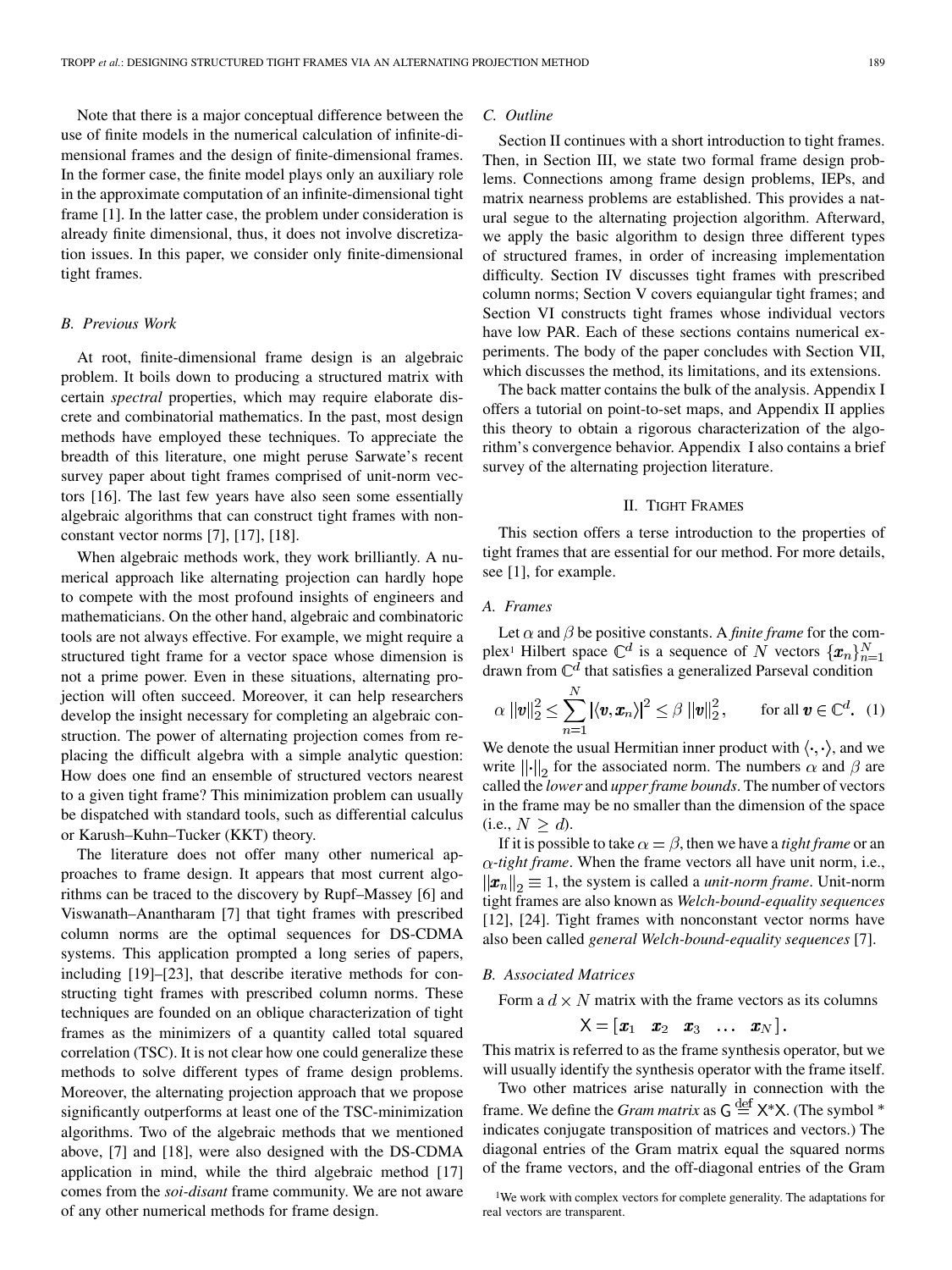Note that there is a major conceptual difference between the use of finite models in the numerical calculation of infinite-dimensional frames and the design of finite-dimensional frames. In the former case, the finite model plays only an auxiliary role in the approximate computation of an infinite-dimensional tight frame [1]. In the latter case, the problem under consideration is already finite dimensional, thus, it does not involve discretization issues. In this paper, we consider only finite-dimensional tight frames.

### B. Previous Work

At root, finite-dimensional frame design is an algebraic problem. It boils down to producing a structured matrix with certain *spectral* properties, which may require elaborate discrete and combinatorial mathematics. In the past, most design methods have employed these techniques. To appreciate the breadth of this literature, one might peruse Sarwate's recent survey paper about tight frames comprised of unit-norm vectors [16]. The last few years have also seen some essentially algebraic algorithms that can construct tight frames with non-constant vector norms [7], [17], [18].

When algebraic methods work, they work brilliantly. A numerical approach like alternating projection can hardly hope to compete with the most profound insights of engineers and mathematicians. On the other hand, algebraic and combinatoric tools are not always effective. For example, we might require a structured tight frame for a vector space whose dimension is not a prime power. Even in these situations, alternating projection will often succeed. Moreover, it can help researchers develop the insight necessary for completing an algebraic construction. The power of alternating projection comes from replacing the difficult algebra with a simple analytic question: How does one find an ensemble of structured vectors nearest to a given tight frame? This minimization problem can usually be dispatched with standard tools, such as differential calculus or Karush–Kuhn–Tucker (KKT) theory.

The literature does not offer many other numerical approaches to frame design. It appears that most current algorithms can be traced to the discovery by Rupf–Massey [6] and Viswanath–Anantharam [7] that tight frames with prescribed column norms are the optimal sequences for DS-CDMA systems. This application prompted a long series of papers, including [19]–[23], that describe iterative methods for constructing tight frames with prescribed column norms. These techniques are founded on an oblique characterization of tight frames as the minimizers of a quantity called total squared correlation (TSC). It is not clear how one could generalize these methods to solve different types of frame design problems. Moreover, the alternating projection approach that we propose significantly outperforms at least one of the TSC-minimization algorithms. Two of the algebraic methods that we mentioned above, [7] and [18], were also designed with the DS-CDMA application in mind, while the third algebraic method [17] comes from the *soi-disant* frame community. We are not aware of any other numerical methods for frame design.

### C. Outline

Section II continues with a short introduction to tight frames. Then, in Section III, we state two formal frame design problems. Connections among frame design problems, IEPs, and matrix nearness problems are established. This provides a natural segue to the alternating projection algorithm. Afterward, we apply the basic algorithm to design three different types of structured frames, in order of increasing implementation difficulty. Section IV discusses tight frames with prescribed column norms; Section V covers equiangular tight frames; and Section VI constructs tight frames whose individual vectors have low PAR. Each of these sections contains numerical experiments. The body of the paper concludes with Section VII, which discusses the method, its limitations, and its extensions.

The back matter contains the bulk of the analysis. Appendix I offers a tutorial on point-to-set maps, and Appendix II applies this theory to obtain a rigorous characterization of the algorithm's convergence behavior. Appendix I also contains a brief survey of the alternating projection literature.

## II. Tight Frames

This section offers a terse introduction to the properties of tight frames that are essential for our method. For more details, see [1], for example.

### A. Frames

Let $\alpha$ and $\beta$ be positive constants. A *finite frame* for the complex[1] Hilbert space $\mathbb{C}^d$ is a sequence of $N$ vectors $\{\boldsymbol{x}_n\}_{n=1}^N$ drawn from $\mathbb{C}^d$ that satisfies a generalized Parseval condition

$$\alpha\, \|\boldsymbol{v}\|_2^2 \le \sum_{n=1}^{N} |\langle \boldsymbol{v}, \boldsymbol{x}_n \rangle|^2 \le \beta\, \|\boldsymbol{v}\|_2^2, \qquad \text{for all } \boldsymbol{v} \in \mathbb{C}^d. \quad (1)$$

We denote the usual Hermitian inner product with $\langle \cdot, \cdot \rangle$, and we write $\|\cdot\|_2$ for the associated norm. The numbers $\alpha$ and $\beta$ are called the *lower* and *upper frame bounds*. The number of vectors in the frame may be no smaller than the dimension of the space (i.e., $N \ge d$).

If it is possible to take $\alpha = \beta$, then we have a *tight frame* or an $\alpha$*-tight frame*. When the frame vectors all have unit norm, i.e., $\|\boldsymbol{x}_n\|_2 \equiv 1$, the system is called a *unit-norm frame*. Unit-norm tight frames are also known as *Welch-bound-equality sequences* [12], [24]. Tight frames with nonconstant vector norms have also been called *general Welch-bound-equality sequences* [7].

### B. Associated Matrices

Form a $d \times N$ matrix with the frame vectors as its columns

$$\mathsf{X} = [\boldsymbol{x}_1 \quad \boldsymbol{x}_2 \quad \boldsymbol{x}_3 \quad \ldots \quad \boldsymbol{x}_N].$$

This matrix is referred to as the frame synthesis operator, but we will usually identify the synthesis operator with the frame itself.

Two other matrices arise naturally in connection with the frame. We define the *Gram matrix* as $\mathsf{G} \stackrel{\text{def}}{=} \mathsf{X}^*\mathsf{X}$. (The symbol $^*$ indicates conjugate transposition of matrices and vectors.) The diagonal entries of the Gram matrix equal the squared norms of the frame vectors, and the off-diagonal entries of the Gram

[1]We work with complex vectors for complete generality. The adaptations for real vectors are transparent.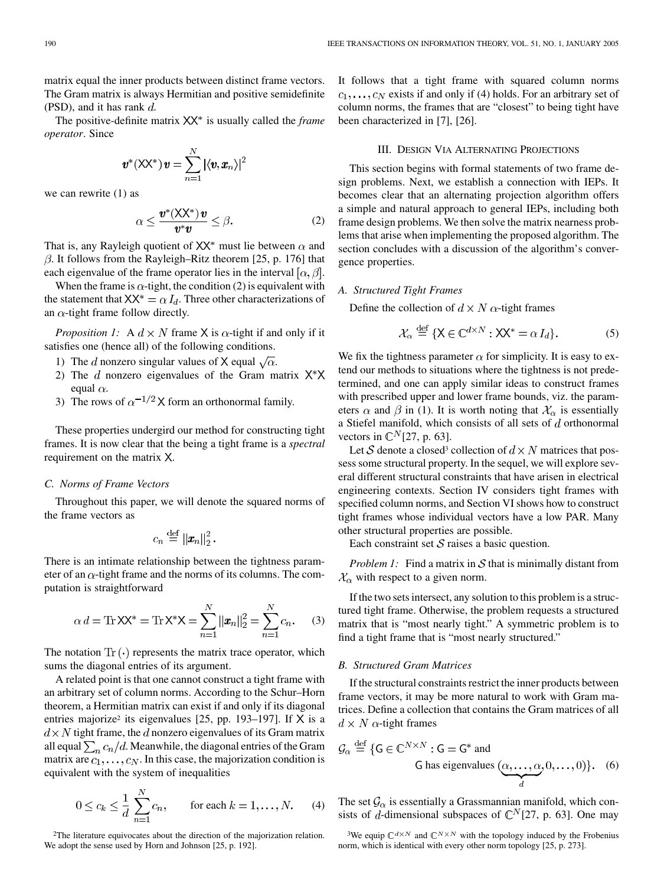matrix equal the inner products between distinct frame vectors. The Gram matrix is always Hermitian and positive semidefinite (PSD), and it has rank $d$.

The positive-definite matrix $\mathsf{X}\mathsf{X}^*$ is usually called the *frame operator*. Since

$$\boldsymbol{v}^*(\mathsf{X}\mathsf{X}^*)\boldsymbol{v} = \sum_{n=1}^{N} |\langle \boldsymbol{v}, \boldsymbol{x}_n \rangle|^2$$

we can rewrite (1) as

$$\alpha \leq \frac{\boldsymbol{v}^*(\mathsf{X}\mathsf{X}^*)\boldsymbol{v}}{\boldsymbol{v}^*\boldsymbol{v}} \leq \beta. \tag{2}$$

That is, any Rayleigh quotient of $\mathsf{X}\mathsf{X}^*$ must lie between $\alpha$ and $\beta$. It follows from the Rayleigh–Ritz theorem [25, p. 176] that each eigenvalue of the frame operator lies in the interval $[\alpha, \beta]$.

When the frame is $\alpha$-tight, the condition (2) is equivalent with the statement that $\mathsf{X}\mathsf{X}^* = \alpha\, I_d$. Three other characterizations of an $\alpha$-tight frame follow directly.

*Proposition 1:* A $d \times N$ frame $\mathsf{X}$ is $\alpha$-tight if and only if it satisfies one (hence all) of the following conditions.

1) The $d$ nonzero singular values of $\mathsf{X}$ equal $\sqrt{\alpha}$.
2) The $d$ nonzero eigenvalues of the Gram matrix $\mathsf{X}^*\mathsf{X}$ equal $\alpha$.
3) The rows of $\alpha^{-1/2}\,\mathsf{X}$ form an orthonormal family.

These properties undergird our method for constructing tight frames. It is now clear that the being a tight frame is a *spectral* requirement on the matrix $\mathsf{X}$.

### C. Norms of Frame Vectors

Throughout this paper, we will denote the squared norms of the frame vectors as

$$c_n \stackrel{\text{def}}{=} \|\boldsymbol{x}_n\|_2^2.$$

There is an intimate relationship between the tightness parameter of an $\alpha$-tight frame and the norms of its columns. The computation is straightforward

$$\alpha\, d = \operatorname{Tr} \mathsf{X}\mathsf{X}^* = \operatorname{Tr} \mathsf{X}^*\mathsf{X} = \sum_{n=1}^{N} \|\boldsymbol{x}_n\|_2^2 = \sum_{n=1}^{N} c_n. \tag{3}$$

The notation $\operatorname{Tr}(\cdot)$ represents the matrix trace operator, which sums the diagonal entries of its argument.

A related point is that one cannot construct a tight frame with an arbitrary set of column norms. According to the Schur–Horn theorem, a Hermitian matrix can exist if and only if its diagonal entries majorize[2] its eigenvalues [25, pp. 193–197]. If $\mathsf{X}$ is a $d \times N$ tight frame, the $d$ nonzero eigenvalues of its Gram matrix all equal $\sum_n c_n/d$. Meanwhile, the diagonal entries of the Gram matrix are $c_1, \ldots, c_N$. In this case, the majorization condition is equivalent with the system of inequalities

$$0 \leq c_k \leq \frac{1}{d} \sum_{n=1}^{N} c_n, \qquad \text{for each } k = 1, \ldots, N. \tag{4}$$

[2]The literature equivocates about the direction of the majorization relation. We adopt the sense used by Horn and Johnson [25, p. 192].

It follows that a tight frame with squared column norms $c_1, \ldots, c_N$ exists if and only if (4) holds. For an arbitrary set of column norms, the frames that are "closest" to being tight have been characterized in [7], [26].

## III. Design Via Alternating Projections

This section begins with formal statements of two frame design problems. Next, we establish a connection with IEPs. It becomes clear that an alternating projection algorithm offers a simple and natural approach to general IEPs, including both frame design problems. We then solve the matrix nearness problems that arise when implementing the proposed algorithm. The section concludes with a discussion of the algorithm's convergence properties.

### A. Structured Tight Frames

Define the collection of $d \times N$ $\alpha$-tight frames

$$\mathcal{X}_\alpha \stackrel{\text{def}}{=} \{\mathsf{X} \in \mathbb{C}^{d \times N} : \mathsf{X}\mathsf{X}^* = \alpha\, I_d\}. \tag{5}$$

We fix the tightness parameter $\alpha$ for simplicity. It is easy to extend our methods to situations where the tightness is not predetermined, and one can apply similar ideas to construct frames with prescribed upper and lower frame bounds, viz. the parameters $\alpha$ and $\beta$ in (1). It is worth noting that $\mathcal{X}_\alpha$ is essentially a Stiefel manifold, which consists of all sets of $d$ orthonormal vectors in $\mathbb{C}^N$[27, p. 63].

Let $\mathcal{S}$ denote a closed[3] collection of $d \times N$ matrices that possess some structural property. In the sequel, we will explore several different structural constraints that have arisen in electrical engineering contexts. Section IV considers tight frames with specified column norms, and Section VI shows how to construct tight frames whose individual vectors have a low PAR. Many other structural properties are possible.

Each constraint set $\mathcal{S}$ raises a basic question.

*Problem 1:* Find a matrix in $\mathcal{S}$ that is minimally distant from $\mathcal{X}_\alpha$ with respect to a given norm.

If the two sets intersect, any solution to this problem is a structured tight frame. Otherwise, the problem requests a structured matrix that is "most nearly tight." A symmetric problem is to find a tight frame that is "most nearly structured."

### B. Structured Gram Matrices

If the structural constraints restrict the inner products between frame vectors, it may be more natural to work with Gram matrices. Define a collection that contains the Gram matrices of all $d \times N$ $\alpha$-tight frames

$$\mathcal{G}_\alpha \stackrel{\text{def}}{=} \{\mathsf{G} \in \mathbb{C}^{N \times N} : \mathsf{G} = \mathsf{G}^* \text{ and } \mathsf{G} \text{ has eigenvalues } (\underbrace{\alpha, \ldots, \alpha}_{d}, 0, \ldots, 0)\}. \tag{6}$$

The set $\mathcal{G}_\alpha$ is essentially a Grassmannian manifold, which consists of $d$-dimensional subspaces of $\mathbb{C}^N$[27, p. 63]. One may

[3]We equip $\mathbb{C}^{d \times N}$ and $\mathbb{C}^{N \times N}$ with the topology induced by the Frobenius norm, which is identical with every other norm topology [25, p. 273].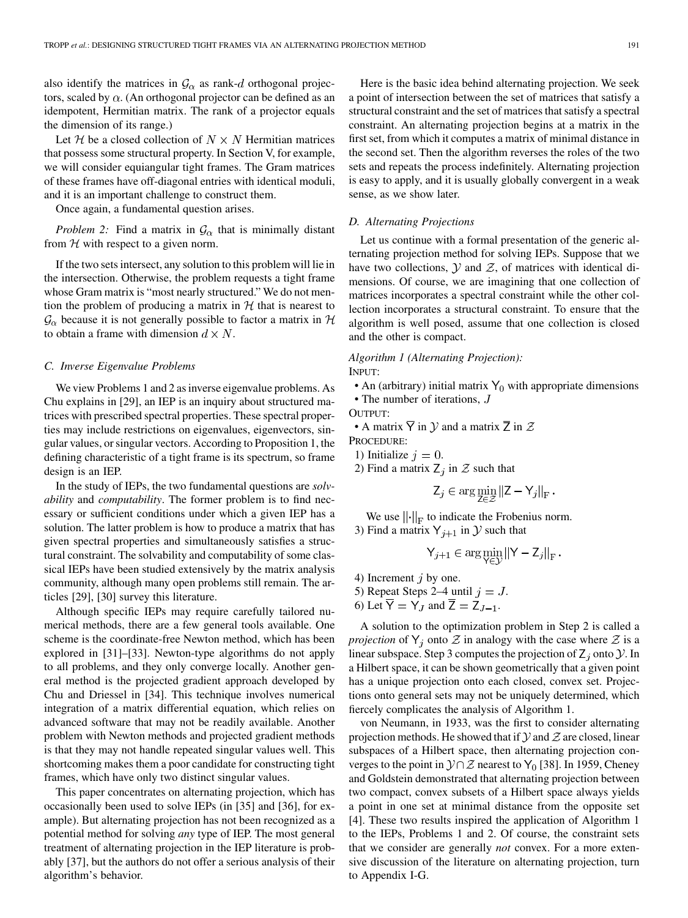also identify the matrices in $\mathcal{G}_\alpha$ as rank-$d$ orthogonal projectors, scaled by $\alpha$. (An orthogonal projector can be defined as an idempotent, Hermitian matrix. The rank of a projector equals the dimension of its range.)

Let $\mathcal{H}$ be a closed collection of $N \times N$ Hermitian matrices that possess some structural property. In Section V, for example, we will consider equiangular tight frames. The Gram matrices of these frames have off-diagonal entries with identical moduli, and it is an important challenge to construct them.

Once again, a fundamental question arises.

*Problem 2:* Find a matrix in $\mathcal{G}_\alpha$ that is minimally distant from $\mathcal{H}$ with respect to a given norm.

If the two sets intersect, any solution to this problem will lie in the intersection. Otherwise, the problem requests a tight frame whose Gram matrix is "most nearly structured." We do not mention the problem of producing a matrix in $\mathcal{H}$ that is nearest to $\mathcal{G}_\alpha$ because it is not generally possible to factor a matrix in $\mathcal{H}$ to obtain a frame with dimension $d \times N$.

### C. Inverse Eigenvalue Problems

We view Problems 1 and 2 as inverse eigenvalue problems. As Chu explains in [29], an IEP is an inquiry about structured matrices with prescribed spectral properties. These spectral properties may include restrictions on eigenvalues, eigenvectors, singular values, or singular vectors. According to Proposition 1, the defining characteristic of a tight frame is its spectrum, so frame design is an IEP.

In the study of IEPs, the two fundamental questions are *solvability* and *computability*. The former problem is to find necessary or sufficient conditions under which a given IEP has a solution. The latter problem is how to produce a matrix that has given spectral properties and simultaneously satisfies a structural constraint. The solvability and computability of some classical IEPs have been studied extensively by the matrix analysis community, although many open problems still remain. The articles [29], [30] survey this literature.

Although specific IEPs may require carefully tailored numerical methods, there are a few general tools available. One scheme is the coordinate-free Newton method, which has been explored in [31]–[33]. Newton-type algorithms do not apply to all problems, and they only converge locally. Another general method is the projected gradient approach developed by Chu and Driessel in [34]. This technique involves numerical integration of a matrix differential equation, which relies on advanced software that may not be readily available. Another problem with Newton methods and projected gradient methods is that they may not handle repeated singular values well. This shortcoming makes them a poor candidate for constructing tight frames, which have only two distinct singular values.

This paper concentrates on alternating projection, which has occasionally been used to solve IEPs (in [35] and [36], for example). But alternating projection has not been recognized as a potential method for solving *any* type of IEP. The most general treatment of alternating projection in the IEP literature is probably [37], but the authors do not offer a serious analysis of their algorithm's behavior.

Here is the basic idea behind alternating projection. We seek a point of intersection between the set of matrices that satisfy a structural constraint and the set of matrices that satisfy a spectral constraint. An alternating projection begins at a matrix in the first set, from which it computes a matrix of minimal distance in the second set. Then the algorithm reverses the roles of the two sets and repeats the process indefinitely. Alternating projection is easy to apply, and it is usually globally convergent in a weak sense, as we show later.

### D. Alternating Projections

Let us continue with a formal presentation of the generic alternating projection method for solving IEPs. Suppose that we have two collections, $\mathcal{Y}$ and $\mathcal{Z}$, of matrices with identical dimensions. Of course, we are imagining that one collection of matrices incorporates a spectral constraint while the other collection incorporates a structural constraint. To ensure that the algorithm is well posed, assume that one collection is closed and the other is compact.

*Algorithm 1 (Alternating Projection):*

INPUT:

- An (arbitrary) initial matrix $\mathsf{Y}_0$ with appropriate dimensions
- The number of iterations, $J$

OUTPUT:

- A matrix $\overline{\mathsf{Y}}$ in $\mathcal{Y}$ and a matrix $\overline{\mathsf{Z}}$ in $\mathcal{Z}$

PROCEDURE:

1) Initialize $j = 0$.

2) Find a matrix $\mathsf{Z}_j$ in $\mathcal{Z}$ such that

$$\mathsf{Z}_j \in \arg\min_{\mathsf{Z} \in \mathcal{Z}} \|\mathsf{Z} - \mathsf{Y}_j\|_{\mathrm{F}}.$$

We use $\|\cdot\|_{\mathrm{F}}$ to indicate the Frobenius norm.

3) Find a matrix $\mathsf{Y}_{j+1}$ in $\mathcal{Y}$ such that

$$\mathsf{Y}_{j+1} \in \arg\min_{\mathsf{Y} \in \mathcal{Y}} \|\mathsf{Y} - \mathsf{Z}_j\|_{\mathrm{F}}.$$

4) Increment $j$ by one.

5) Repeat Steps 2–4 until $j = J$.

6) Let $\overline{\mathsf{Y}} = \mathsf{Y}_J$ and $\overline{\mathsf{Z}} = \mathsf{Z}_{J-1}$.

A solution to the optimization problem in Step 2 is called a *projection* of $\mathsf{Y}_j$ onto $\mathcal{Z}$ in analogy with the case where $\mathcal{Z}$ is a linear subspace. Step 3 computes the projection of $\mathsf{Z}_j$ onto $\mathcal{Y}$. In a Hilbert space, it can be shown geometrically that a given point has a unique projection onto each closed, convex set. Projections onto general sets may not be uniquely determined, which fiercely complicates the analysis of Algorithm 1.

von Neumann, in 1933, was the first to consider alternating projection methods. He showed that if $\mathcal{Y}$ and $\mathcal{Z}$ are closed, linear subspaces of a Hilbert space, then alternating projection converges to the point in $\mathcal{Y} \cap \mathcal{Z}$ nearest to $\mathsf{Y}_0$ [38]. In 1959, Cheney and Goldstein demonstrated that alternating projection between two compact, convex subsets of a Hilbert space always yields a point in one set at minimal distance from the opposite set [4]. These two results inspired the application of Algorithm 1 to the IEPs, Problems 1 and 2. Of course, the constraint sets that we consider are generally *not* convex. For a more extensive discussion of the literature on alternating projection, turn to Appendix I-G.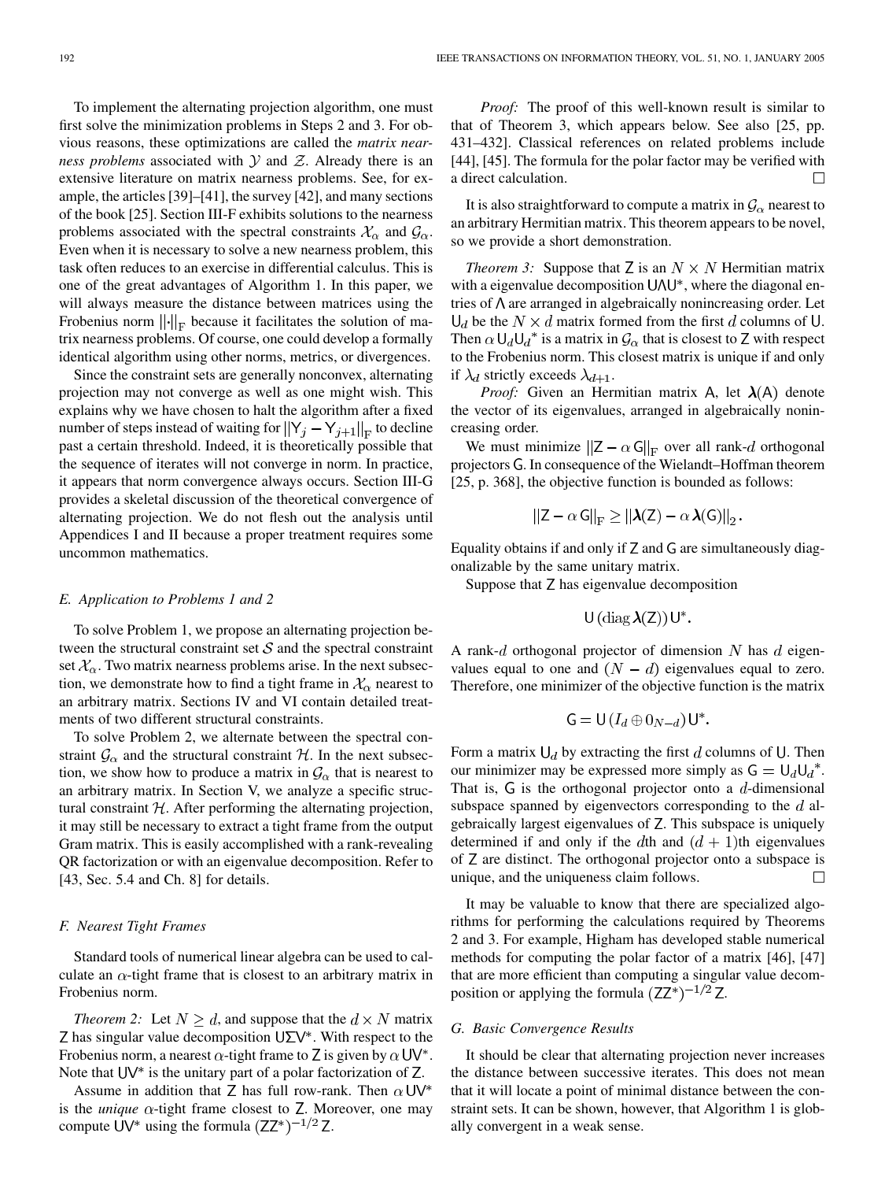To implement the alternating projection algorithm, one must first solve the minimization problems in Steps 2 and 3. For obvious reasons, these optimizations are called the *matrix nearness problems* associated with $\mathcal{Y}$ and $\mathcal{Z}$. Already there is an extensive literature on matrix nearness problems. See, for example, the articles [39]–[41], the survey [42], and many sections of the book [25]. Section III-F exhibits solutions to the nearness problems associated with the spectral constraints $\mathcal{X}_\alpha$ and $\mathcal{G}_\alpha$. Even when it is necessary to solve a new nearness problem, this task often reduces to an exercise in differential calculus. This is one of the great advantages of Algorithm 1. In this paper, we will always measure the distance between matrices using the Frobenius norm $\|\cdot\|_\mathrm{F}$ because it facilitates the solution of matrix nearness problems. Of course, one could develop a formally identical algorithm using other norms, metrics, or divergences.

Since the constraint sets are generally nonconvex, alternating projection may not converge as well as one might wish. This explains why we have chosen to halt the algorithm after a fixed number of steps instead of waiting for $\|\mathsf{Y}_j - \mathsf{Y}_{j+1}\|_\mathrm{F}$ to decline past a certain threshold. Indeed, it is theoretically possible that the sequence of iterates will not converge in norm. In practice, it appears that norm convergence always occurs. Section III-G provides a skeletal discussion of the theoretical convergence of alternating projection. We do not flesh out the analysis until Appendices I and II because a proper treatment requires some uncommon mathematics.

### *E. Application to Problems 1 and 2*

To solve Problem 1, we propose an alternating projection between the structural constraint set $\mathcal{S}$ and the spectral constraint set $\mathcal{X}_\alpha$. Two matrix nearness problems arise. In the next subsection, we demonstrate how to find a tight frame in $\mathcal{X}_\alpha$ nearest to an arbitrary matrix. Sections IV and VI contain detailed treatments of two different structural constraints.

To solve Problem 2, we alternate between the spectral constraint $\mathcal{G}_\alpha$ and the structural constraint $\mathcal{H}$. In the next subsection, we show how to produce a matrix in $\mathcal{G}_\alpha$ that is nearest to an arbitrary matrix. In Section V, we analyze a specific structural constraint $\mathcal{H}$. After performing the alternating projection, it may still be necessary to extract a tight frame from the output Gram matrix. This is easily accomplished with a rank-revealing QR factorization or with an eigenvalue decomposition. Refer to [43, Sec. 5.4 and Ch. 8] for details.

### *F. Nearest Tight Frames*

Standard tools of numerical linear algebra can be used to calculate an $\alpha$-tight frame that is closest to an arbitrary matrix in Frobenius norm.

*Theorem 2:* Let $N \geq d$, and suppose that the $d \times N$ matrix $\mathsf{Z}$ has singular value decomposition $\mathsf{U\Sigma V}^*$. With respect to the Frobenius norm, a nearest $\alpha$-tight frame to $\mathsf{Z}$ is given by $\alpha\,\mathsf{UV}^*$. Note that $\mathsf{UV}^*$ is the unitary part of a polar factorization of $\mathsf{Z}$.

Assume in addition that $\mathsf{Z}$ has full row-rank. Then $\alpha\,\mathsf{UV}^*$ is the *unique* $\alpha$-tight frame closest to $\mathsf{Z}$. Moreover, one may compute $\mathsf{UV}^*$ using the formula $(\mathsf{ZZ}^*)^{-1/2}\,\mathsf{Z}$.

*Proof:* The proof of this well-known result is similar to that of Theorem 3, which appears below. See also [25, pp. 431–432]. Classical references on related problems include [44], [45]. The formula for the polar factor may be verified with a direct calculation. □

It is also straightforward to compute a matrix in $\mathcal{G}_\alpha$ nearest to an arbitrary Hermitian matrix. This theorem appears to be novel, so we provide a short demonstration.

*Theorem 3:* Suppose that $\mathsf{Z}$ is an $N \times N$ Hermitian matrix with a eigenvalue decomposition $\mathsf{U\Lambda U}^*$, where the diagonal entries of $\mathsf{\Lambda}$ are arranged in algebraically nonincreasing order. Let $\mathsf{U}_d$ be the $N \times d$ matrix formed from the first $d$ columns of $\mathsf{U}$. Then $\alpha\,\mathsf{U}_d\mathsf{U}_d{}^*$ is a matrix in $\mathcal{G}_\alpha$ that is closest to $\mathsf{Z}$ with respect to the Frobenius norm. This closest matrix is unique if and only if $\lambda_d$ strictly exceeds $\lambda_{d+1}$.

*Proof:* Given an Hermitian matrix $\mathsf{A}$, let $\boldsymbol{\lambda}(\mathsf{A})$ denote the vector of its eigenvalues, arranged in algebraically nonincreasing order.

We must minimize $\|\mathsf{Z} - \alpha\,\mathsf{G}\|_\mathrm{F}$ over all rank-$d$ orthogonal projectors $\mathsf{G}$. In consequence of the Wielandt–Hoffman theorem [25, p. 368], the objective function is bounded as follows:

$$\|\mathsf{Z} - \alpha\,\mathsf{G}\|_\mathrm{F} \geq \|\boldsymbol{\lambda}(\mathsf{Z}) - \alpha\,\boldsymbol{\lambda}(\mathsf{G})\|_2.$$

Equality obtains if and only if $\mathsf{Z}$ and $\mathsf{G}$ are simultaneously diagonalizable by the same unitary matrix.

Suppose that $\mathsf{Z}$ has eigenvalue decomposition

$$\mathsf{U}\,(\operatorname{diag}\boldsymbol{\lambda}(\mathsf{Z}))\,\mathsf{U}^*.$$

A rank-$d$ orthogonal projector of dimension $N$ has $d$ eigenvalues equal to one and $(N - d)$ eigenvalues equal to zero. Therefore, one minimizer of the objective function is the matrix

$$\mathsf{G} = \mathsf{U}\,(I_d \oplus 0_{N-d})\,\mathsf{U}^*.$$

Form a matrix $\mathsf{U}_d$ by extracting the first $d$ columns of $\mathsf{U}$. Then our minimizer may be expressed more simply as $\mathsf{G} = \mathsf{U}_d\mathsf{U}_d{}^*$. That is, $\mathsf{G}$ is the orthogonal projector onto a $d$-dimensional subspace spanned by eigenvectors corresponding to the $d$ algebraically largest eigenvalues of $\mathsf{Z}$. This subspace is uniquely determined if and only if the $d$th and $(d+1)$th eigenvalues of $\mathsf{Z}$ are distinct. The orthogonal projector onto a subspace is unique, and the uniqueness claim follows. □

It may be valuable to know that there are specialized algorithms for performing the calculations required by Theorems 2 and 3. For example, Higham has developed stable numerical methods for computing the polar factor of a matrix [46], [47] that are more efficient than computing a singular value decomposition or applying the formula $(\mathsf{ZZ}^*)^{-1/2}\,\mathsf{Z}$.

### *G. Basic Convergence Results*

It should be clear that alternating projection never increases the distance between successive iterates. This does not mean that it will locate a point of minimal distance between the constraint sets. It can be shown, however, that Algorithm 1 is globally convergent in a weak sense.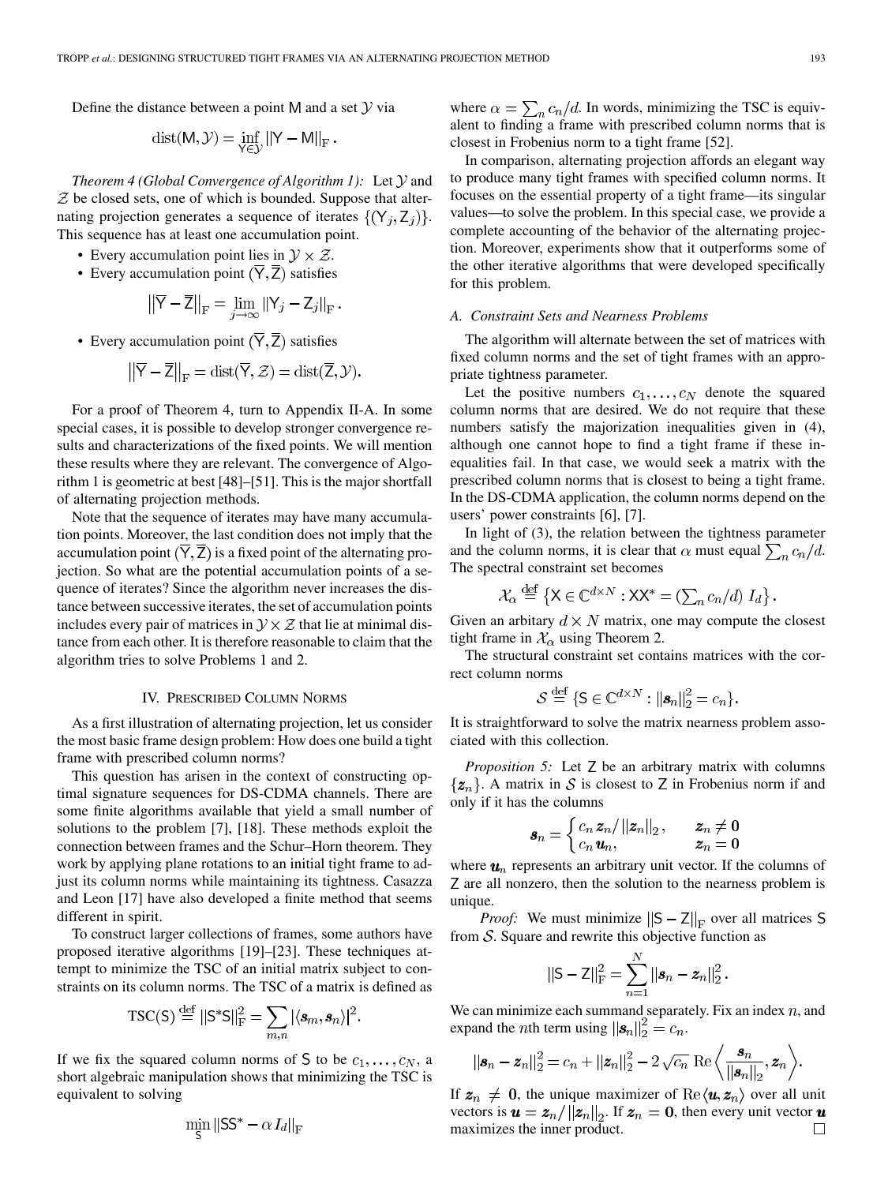Define the distance between a point $\mathsf{M}$ and a set $\mathcal{Y}$ via

$$\operatorname{dist}(\mathsf{M}, \mathcal{Y}) = \inf_{\mathsf{Y} \in \mathcal{Y}} \|\mathsf{Y} - \mathsf{M}\|_{\mathrm{F}}.$$

*Theorem 4 (Global Convergence of Algorithm 1):* Let $\mathcal{Y}$ and $\mathcal{Z}$ be closed sets, one of which is bounded. Suppose that alternating projection generates a sequence of iterates $\{(\mathsf{Y}_j, \mathsf{Z}_j)\}$. This sequence has at least one accumulation point.

- Every accumulation point lies in $\mathcal{Y} \times \mathcal{Z}$.
- Every accumulation point $(\overline{\mathsf{Y}}, \overline{\mathsf{Z}})$ satisfies

$$\left\|\overline{\mathsf{Y}} - \overline{\mathsf{Z}}\right\|_{\mathrm{F}} = \lim_{j \to \infty} \|\mathsf{Y}_j - \mathsf{Z}_j\|_{\mathrm{F}}.$$

- Every accumulation point $(\overline{\mathsf{Y}}, \overline{\mathsf{Z}})$ satisfies

$$\left\|\overline{\mathsf{Y}} - \overline{\mathsf{Z}}\right\|_{\mathrm{F}} = \operatorname{dist}(\overline{\mathsf{Y}}, \mathcal{Z}) = \operatorname{dist}(\overline{\mathsf{Z}}, \mathcal{Y}).$$

For a proof of Theorem 4, turn to Appendix II-A. In some special cases, it is possible to develop stronger convergence results and characterizations of the fixed points. We will mention these results where they are relevant. The convergence of Algorithm 1 is geometric at best [48]–[51]. This is the major shortfall of alternating projection methods.

Note that the sequence of iterates may have many accumulation points. Moreover, the last condition does not imply that the accumulation point $(\overline{\mathsf{Y}}, \overline{\mathsf{Z}})$ is a fixed point of the alternating projection. So what are the potential accumulation points of a sequence of iterates? Since the algorithm never increases the distance between successive iterates, the set of accumulation points includes every pair of matrices in $\mathcal{Y} \times \mathcal{Z}$ that lie at minimal distance from each other. It is therefore reasonable to claim that the algorithm tries to solve Problems 1 and 2.

## IV. Prescribed Column Norms

As a first illustration of alternating projection, let us consider the most basic frame design problem: How does one build a tight frame with prescribed column norms?

This question has arisen in the context of constructing optimal signature sequences for DS-CDMA channels. There are some finite algorithms available that yield a small number of solutions to the problem [7], [18]. These methods exploit the connection between frames and the Schur–Horn theorem. They work by applying plane rotations to an initial tight frame to adjust its column norms while maintaining its tightness. Casazza and Leon [17] have also developed a finite method that seems different in spirit.

To construct larger collections of frames, some authors have proposed iterative algorithms [19]–[23]. These techniques attempt to minimize the TSC of an initial matrix subject to constraints on its column norms. The TSC of a matrix is defined as

$$\operatorname{TSC}(\mathsf{S}) \stackrel{\text{def}}{=} \|\mathsf{S}^*\mathsf{S}\|_{\mathrm{F}}^2 = \sum_{m,n} |\langle \boldsymbol{s}_m, \boldsymbol{s}_n \rangle|^2.$$

If we fix the squared column norms of $\mathsf{S}$ to be $c_1, \ldots, c_N$, a short algebraic manipulation shows that minimizing the TSC is equivalent to solving

$$\min_{\mathsf{S}} \|\mathsf{S}\mathsf{S}^* - \alpha I_d\|_{\mathrm{F}}$$

where $\alpha = \sum_n c_n/d$. In words, minimizing the TSC is equivalent to finding a frame with prescribed column norms that is closest in Frobenius norm to a tight frame [52].

In comparison, alternating projection affords an elegant way to produce many tight frames with specified column norms. It focuses on the essential property of a tight frame—its singular values—to solve the problem. In this special case, we provide a complete accounting of the behavior of the alternating projection. Moreover, experiments show that it outperforms some of the other iterative algorithms that were developed specifically for this problem.

### A. Constraint Sets and Nearness Problems

The algorithm will alternate between the set of matrices with fixed column norms and the set of tight frames with an appropriate tightness parameter.

Let the positive numbers $c_1, \ldots, c_N$ denote the squared column norms that are desired. We do not require that these numbers satisfy the majorization inequalities given in (4), although one cannot hope to find a tight frame if these inequalities fail. In that case, we would seek a matrix with the prescribed column norms that is closest to being a tight frame. In the DS-CDMA application, the column norms depend on the users' power constraints [6], [7].

In light of (3), the relation between the tightness parameter and the column norms, it is clear that $\alpha$ must equal $\sum_n c_n/d$. The spectral constraint set becomes

$$\mathcal{X}_\alpha \stackrel{\text{def}}{=} \left\{\mathsf{X} \in \mathbb{C}^{d \times N} : \mathsf{X}\mathsf{X}^* = \left(\textstyle\sum_n c_n/d\right) I_d\right\}.$$

Given an arbitary $d \times N$ matrix, one may compute the closest tight frame in $\mathcal{X}_\alpha$ using Theorem 2.

The structural constraint set contains matrices with the correct column norms

$$\mathcal{S} \stackrel{\text{def}}{=} \{\mathsf{S} \in \mathbb{C}^{d \times N} : \|\boldsymbol{s}_n\|_2^2 = c_n\}.$$

It is straightforward to solve the matrix nearness problem associated with this collection.

*Proposition 5:* Let $\mathsf{Z}$ be an arbitrary matrix with columns $\{\boldsymbol{z}_n\}$. A matrix in $\mathcal{S}$ is closest to $\mathsf{Z}$ in Frobenius norm if and only if it has the columns

$$\boldsymbol{s}_n = \begin{cases} c_n \, \boldsymbol{z}_n / \|\boldsymbol{z}_n\|_2, & \boldsymbol{z}_n \neq \mathbf{0} \\ c_n \, \boldsymbol{u}_n, & \boldsymbol{z}_n = \mathbf{0} \end{cases}$$

where $\boldsymbol{u}_n$ represents an arbitrary unit vector. If the columns of $\mathsf{Z}$ are all nonzero, then the solution to the nearness problem is unique.

*Proof:* We must minimize $\|\mathsf{S} - \mathsf{Z}\|_{\mathrm{F}}$ over all matrices $\mathsf{S}$ from $\mathcal{S}$. Square and rewrite this objective function as

$$\|\mathsf{S} - \mathsf{Z}\|_{\mathrm{F}}^2 = \sum_{n=1}^{N} \|\boldsymbol{s}_n - \boldsymbol{z}_n\|_2^2.$$

We can minimize each summand separately. Fix an index $n$, and expand the $n$th term using $\|\boldsymbol{s}_n\|_2^2 = c_n$.

$$\|\boldsymbol{s}_n - \boldsymbol{z}_n\|_2^2 = c_n + \|\boldsymbol{z}_n\|_2^2 - 2\sqrt{c_n}\,\operatorname{Re}\left\langle \frac{\boldsymbol{s}_n}{\|\boldsymbol{s}_n\|_2}, \boldsymbol{z}_n \right\rangle.$$

If $\boldsymbol{z}_n \neq \mathbf{0}$, the unique maximizer of $\operatorname{Re}\langle \boldsymbol{u}, \boldsymbol{z}_n \rangle$ over all unit vectors is $\boldsymbol{u} = \boldsymbol{z}_n / \|\boldsymbol{z}_n\|_2$. If $\boldsymbol{z}_n = \mathbf{0}$, then every unit vector $\boldsymbol{u}$ maximizes the inner product. $\square$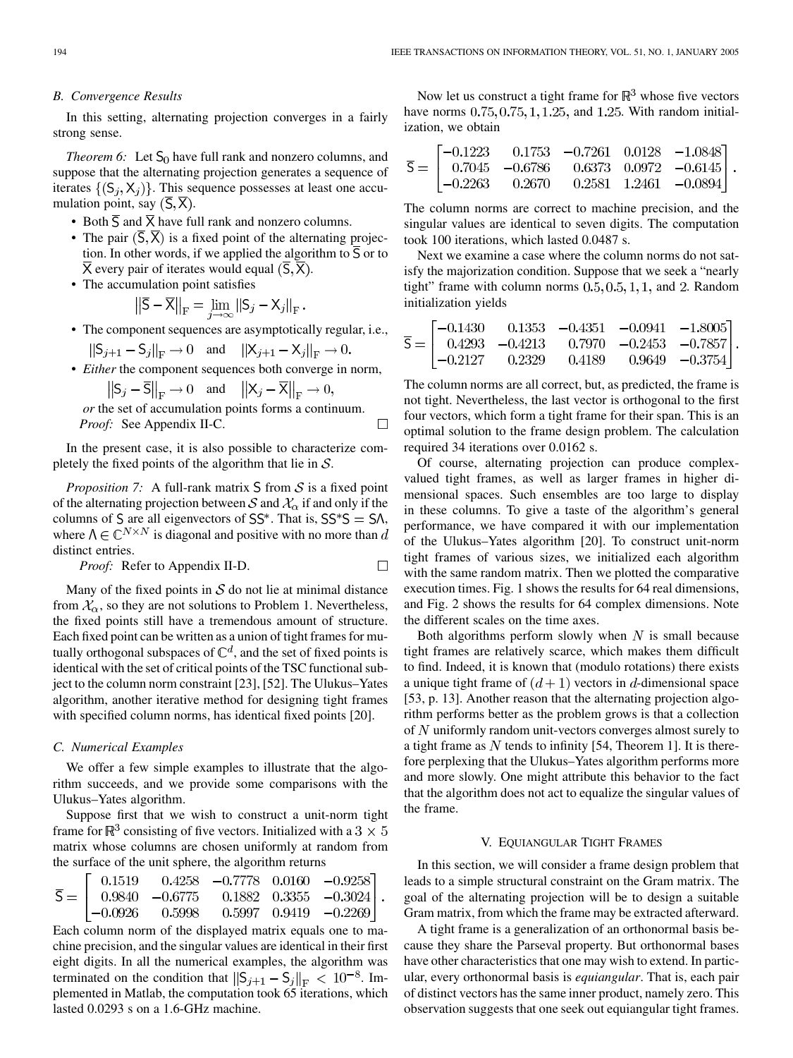### B. Convergence Results

In this setting, alternating projection converges in a fairly strong sense.

*Theorem 6:* Let $\mathsf{S}_0$ have full rank and nonzero columns, and suppose that the alternating projection generates a sequence of iterates $\{(\mathsf{S}_j, \mathsf{X}_j)\}$. This sequence possesses at least one accumulation point, say $(\overline{\mathsf{S}}, \overline{\mathsf{X}})$.

- Both $\overline{\mathsf{S}}$ and $\overline{\mathsf{X}}$ have full rank and nonzero columns.
- The pair $(\overline{\mathsf{S}}, \overline{\mathsf{X}})$ is a fixed point of the alternating projection. In other words, if we applied the algorithm to $\overline{\mathsf{S}}$ or to $\overline{\mathsf{X}}$ every pair of iterates would equal $(\overline{\mathsf{S}}, \overline{\mathsf{X}})$.
- The accumulation point satisfies
$$\left\|\overline{\mathsf{S}} - \overline{\mathsf{X}}\right\|_{\mathrm{F}} = \lim_{j\to\infty} \|\mathsf{S}_j - \mathsf{X}_j\|_{\mathrm{F}}.$$
- The component sequences are asymptotically regular, i.e.,
$$\|\mathsf{S}_{j+1} - \mathsf{S}_j\|_{\mathrm{F}} \to 0 \quad \text{and} \quad \|\mathsf{X}_{j+1} - \mathsf{X}_j\|_{\mathrm{F}} \to 0.$$
- *Either* the component sequences both converge in norm,
$$\left\|\mathsf{S}_j - \overline{\mathsf{S}}\right\|_{\mathrm{F}} \to 0 \quad \text{and} \quad \left\|\mathsf{X}_j - \overline{\mathsf{X}}\right\|_{\mathrm{F}} \to 0,$$
*or* the set of accumulation points forms a continuum.

*Proof:* See Appendix II-C. □

In the present case, it is also possible to characterize completely the fixed points of the algorithm that lie in $\mathcal{S}$.

*Proposition 7:* A full-rank matrix $\mathsf{S}$ from $\mathcal{S}$ is a fixed point of the alternating projection between $\mathcal{S}$ and $\mathcal{X}_\alpha$ if and only if the columns of $\mathsf{S}$ are all eigenvectors of $\mathsf{S}\mathsf{S}^*$. That is, $\mathsf{S}\mathsf{S}^*\mathsf{S} = \mathsf{S}\Lambda$, where $\Lambda \in \mathbb{C}^{N\times N}$ is diagonal and positive with no more than $d$ distinct entries.

*Proof:* Refer to Appendix II-D. □

Many of the fixed points in $\mathcal{S}$ do not lie at minimal distance from $\mathcal{X}_\alpha$, so they are not solutions to Problem 1. Nevertheless, the fixed points still have a tremendous amount of structure. Each fixed point can be written as a union of tight frames for mutually orthogonal subspaces of $\mathbb{C}^d$, and the set of fixed points is identical with the set of critical points of the TSC functional subject to the column norm constraint [23], [52]. The Ulukus–Yates algorithm, another iterative method for designing tight frames with specified column norms, has identical fixed points [20].

### C. Numerical Examples

We offer a few simple examples to illustrate that the algorithm succeeds, and we provide some comparisons with the Ulukus–Yates algorithm.

Suppose first that we wish to construct a unit-norm tight frame for $\mathbb{R}^3$ consisting of five vectors. Initialized with a $3 \times 5$ matrix whose columns are chosen uniformly at random from the surface of the unit sphere, the algorithm returns

$$\overline{\mathsf{S}} = \begin{bmatrix} 0.1519 & 0.4258 & -0.7778 & 0.0160 & -0.9258 \\ 0.9840 & -0.6775 & 0.1882 & 0.3355 & -0.3024 \\ -0.0926 & 0.5998 & 0.5997 & 0.9419 & -0.2269 \end{bmatrix}.$$

Each column norm of the displayed matrix equals one to machine precision, and the singular values are identical in their first eight digits. In all the numerical examples, the algorithm was terminated on the condition that $\|\mathsf{S}_{j+1} - \mathsf{S}_j\|_{\mathrm{F}} < 10^{-8}$. Implemented in Matlab, the computation took 65 iterations, which lasted 0.0293 s on a 1.6-GHz machine.

Now let us construct a tight frame for $\mathbb{R}^3$ whose five vectors have norms $0.75, 0.75, 1, 1.25$, and $1.25$. With random initialization, we obtain

$$\overline{\mathsf{S}} = \begin{bmatrix} -0.1223 & 0.1753 & -0.7261 & 0.0128 & -1.0848 \\ 0.7045 & -0.6786 & 0.6373 & 0.0972 & -0.6145 \\ -0.2263 & 0.2670 & 0.2581 & 1.2461 & -0.0894 \end{bmatrix}.$$

The column norms are correct to machine precision, and the singular values are identical to seven digits. The computation took 100 iterations, which lasted 0.0487 s.

Next we examine a case where the column norms do not satisfy the majorization condition. Suppose that we seek a "nearly tight" frame with column norms $0.5, 0.5, 1, 1$, and $2$. Random initialization yields

$$\overline{\mathsf{S}} = \begin{bmatrix} -0.1430 & 0.1353 & -0.4351 & -0.0941 & -1.8005 \\ 0.4293 & -0.4213 & 0.7970 & -0.2453 & -0.7857 \\ -0.2127 & 0.2329 & 0.4189 & 0.9649 & -0.3754 \end{bmatrix}.$$

The column norms are all correct, but, as predicted, the frame is not tight. Nevertheless, the last vector is orthogonal to the first four vectors, which form a tight frame for their span. This is an optimal solution to the frame design problem. The calculation required 34 iterations over 0.0162 s.

Of course, alternating projection can produce complex-valued tight frames, as well as larger frames in higher dimensional spaces. Such ensembles are too large to display in these columns. To give a taste of the algorithm's general performance, we have compared it with our implementation of the Ulukus–Yates algorithm [20]. To construct unit-norm tight frames of various sizes, we initialized each algorithm with the same random matrix. Then we plotted the comparative execution times. Fig. 1 shows the results for 64 real dimensions, and Fig. 2 shows the results for 64 complex dimensions. Note the different scales on the time axes.

Both algorithms perform slowly when $N$ is small because tight frames are relatively scarce, which makes them difficult to find. Indeed, it is known that (modulo rotations) there exists a unique tight frame of $(d+1)$ vectors in $d$-dimensional space [53, p. 13]. Another reason that the alternating projection algorithm performs better as the problem grows is that a collection of $N$ uniformly random unit-vectors converges almost surely to a tight frame as $N$ tends to infinity [54, Theorem 1]. It is therefore perplexing that the Ulukus–Yates algorithm performs more and more slowly. One might attribute this behavior to the fact that the algorithm does not act to equalize the singular values of the frame.

## V. Equiangular Tight Frames

In this section, we will consider a frame design problem that leads to a simple structural constraint on the Gram matrix. The goal of the alternating projection will be to design a suitable Gram matrix, from which the frame may be extracted afterward.

A tight frame is a generalization of an orthonormal basis because they share the Parseval property. But orthonormal bases have other characteristics that one may wish to extend. In particular, every orthonormal basis is *equiangular*. That is, each pair of distinct vectors has the same inner product, namely zero. This observation suggests that one seek out equiangular tight frames.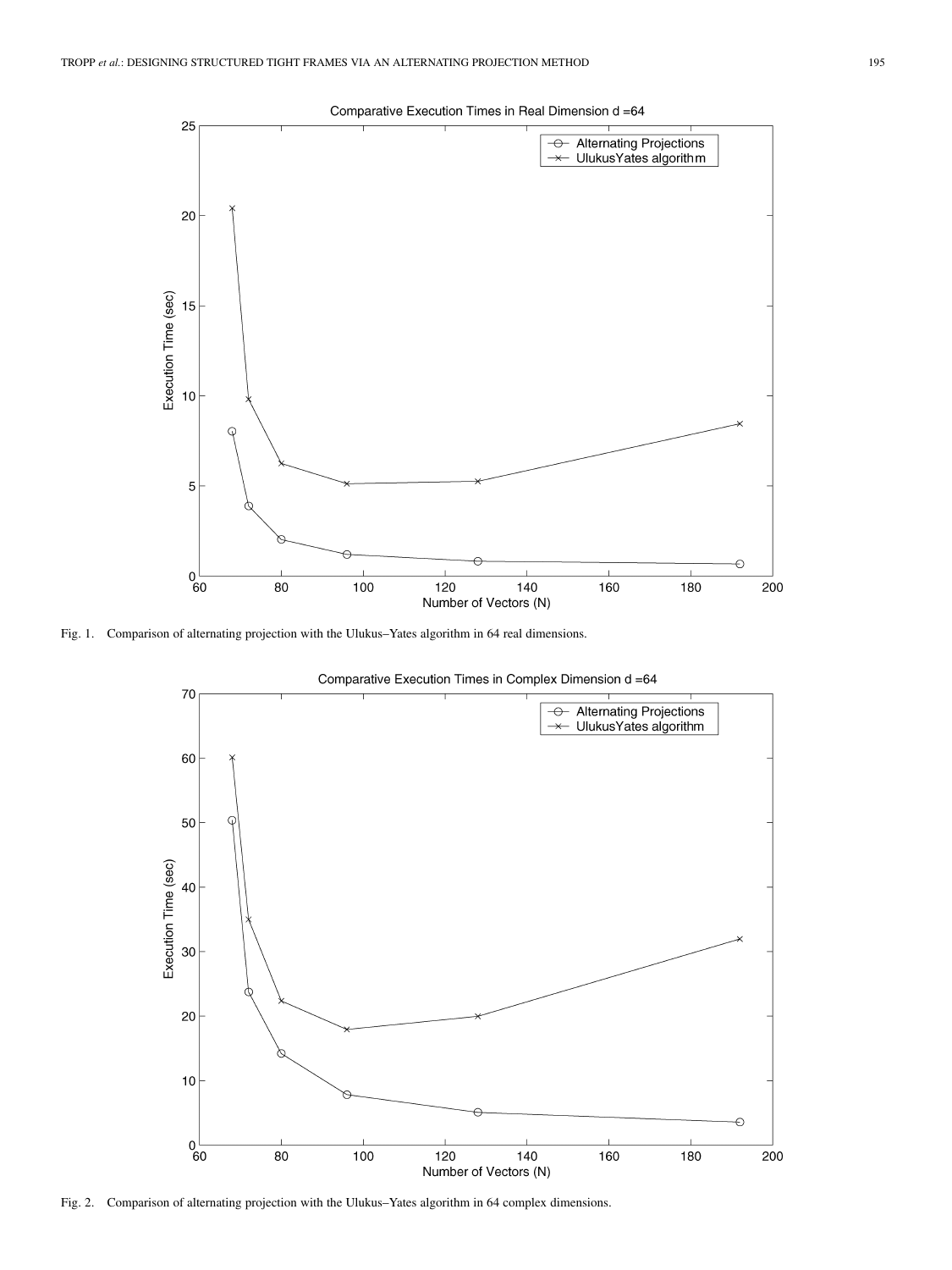Fig. 1. Comparison of alternating projection with the Ulukus–Yates algorithm in 64 real dimensions.

Fig. 2. Comparison of alternating projection with the Ulukus–Yates algorithm in 64 complex dimensions.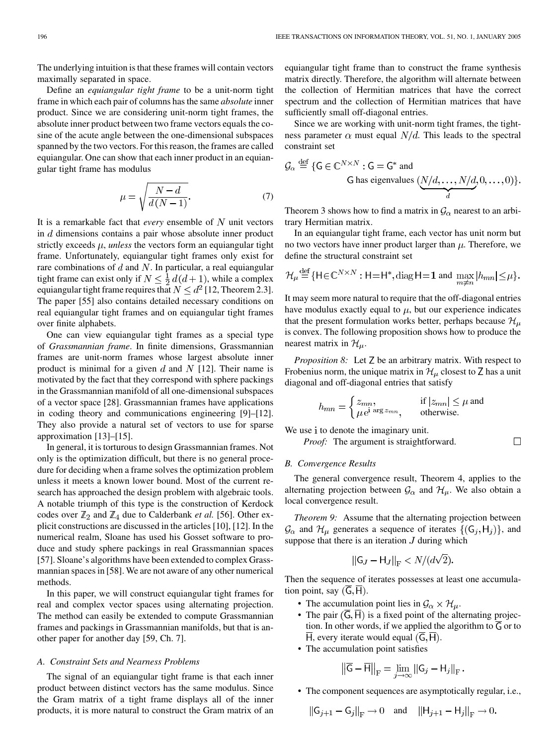The underlying intuition is that these frames will contain vectors maximally separated in space.

Define an *equiangular tight frame* to be a unit-norm tight frame in which each pair of columns has the same *absolute* inner product. Since we are considering unit-norm tight frames, the absolute inner product between two frame vectors equals the cosine of the acute angle between the one-dimensional subspaces spanned by the two vectors. For this reason, the frames are called equiangular. One can show that each inner product in an equiangular tight frame has modulus

$$\mu = \sqrt{\frac{N-d}{d\,(N-1)}}. \tag{7}$$

It is a remarkable fact that *every* ensemble of $N$ unit vectors in $d$ dimensions contains a pair whose absolute inner product strictly exceeds $\mu$, *unless* the vectors form an equiangular tight frame. Unfortunately, equiangular tight frames only exist for rare combinations of $d$ and $N$. In particular, a real equiangular tight frame can exist only if $N \le \frac{1}{2}\,d(d+1)$, while a complex equiangular tight frame requires that $N \le d^2$ [12, Theorem 2.3]. The paper [55] also contains detailed necessary conditions on real equiangular tight frames and on equiangular tight frames over finite alphabets.

One can view equiangular tight frames as a special type of *Grassmannian frame*. In finite dimensions, Grassmannian frames are unit-norm frames whose largest absolute inner product is minimal for a given $d$ and $N$ [12]. Their name is motivated by the fact that they correspond with sphere packings in the Grassmannian manifold of all one-dimensional subspaces of a vector space [28]. Grassmannian frames have applications in coding theory and communications engineering [9]–[12]. They also provide a natural set of vectors to use for sparse approximation [13]–[15].

In general, it is torturous to design Grassmannian frames. Not only is the optimization difficult, but there is no general procedure for deciding when a frame solves the optimization problem unless it meets a known lower bound. Most of the current research has approached the design problem with algebraic tools. A notable triumph of this type is the construction of Kerdock codes over $\mathbb{Z}_2$ and $\mathbb{Z}_4$ due to Calderbank *et al.* [56]. Other explicit constructions are discussed in the articles [10], [12]. In the numerical realm, Sloane has used his Gosset software to produce and study sphere packings in real Grassmannian spaces [57]. Sloane's algorithms have been extended to complex Grassmannian spaces in [58]. We are not aware of any other numerical methods.

In this paper, we will construct equiangular tight frames for real and complex vector spaces using alternating projection. The method can easily be extended to compute Grassmannian frames and packings in Grassmannian manifolds, but that is another paper for another day [59, Ch. 7].

### A. Constraint Sets and Nearness Problems

The signal of an equiangular tight frame is that each inner product between distinct vectors has the same modulus. Since the Gram matrix of a tight frame displays all of the inner products, it is more natural to construct the Gram matrix of an equiangular tight frame than to construct the frame synthesis matrix directly. Therefore, the algorithm will alternate between the collection of Hermitian matrices that have the correct spectrum and the collection of Hermitian matrices that have sufficiently small off-diagonal entries.

Since we are working with unit-norm tight frames, the tightness parameter $\alpha$ must equal $N/d$. This leads to the spectral constraint set

$$\mathcal{G}_\alpha \stackrel{\text{def}}{=} \{\mathsf{G} \in \mathbb{C}^{N\times N} : \mathsf{G} = \mathsf{G}^* \text{ and } \mathsf{G} \text{ has eigenvalues } (\underbrace{N/d,\ldots,N/d}_{d},0,\ldots,0)\}.$$

Theorem 3 shows how to find a matrix in $\mathcal{G}_\alpha$ nearest to an arbitrary Hermitian matrix.

In an equiangular tight frame, each vector has unit norm but no two vectors have inner product larger than $\mu$. Therefore, we define the structural constraint set

$$\mathcal{H}_\mu \stackrel{\text{def}}{=} \{\mathsf{H}\in\mathbb{C}^{N\times N} : \mathsf{H}=\mathsf{H}^*, \operatorname{diag}\mathsf{H}=\mathbf{1} \text{ and } \max_{m\ne n}|h_{mn}|\le\mu\}.$$

It may seem more natural to require that the off-diagonal entries have modulus exactly equal to $\mu$, but our experience indicates that the present formulation works better, perhaps because $\mathcal{H}_\mu$ is convex. The following proposition shows how to produce the nearest matrix in $\mathcal{H}_\mu$.

*Proposition 8:* Let $\mathsf{Z}$ be an arbitrary matrix. With respect to Frobenius norm, the unique matrix in $\mathcal{H}_\mu$ closest to $\mathsf{Z}$ has a unit diagonal and off-diagonal entries that satisfy

$$h_{mn} = \begin{cases} z_{mn}, & \text{if } |z_{mn}| \le \mu \text{ and} \\ \mu\, \mathrm{e}^{\mathrm{i}\arg z_{mn}}, & \text{otherwise.} \end{cases}$$

We use $\mathrm{i}$ to denote the imaginary unit.

*Proof:* The argument is straightforward. □

### B. Convergence Results

The general convergence result, Theorem 4, applies to the alternating projection between $\mathcal{G}_\alpha$ and $\mathcal{H}_\mu$. We also obtain a local convergence result.

*Theorem 9:* Assume that the alternating projection between $\mathcal{G}_\alpha$ and $\mathcal{H}_\mu$ generates a sequence of iterates $\{(\mathsf{G}_j, \mathsf{H}_j)\}$, and suppose that there is an iteration $J$ during which

$$\|\mathsf{G}_J - \mathsf{H}_J\|_{\mathrm{F}} < N/(d\sqrt{2}).$$

Then the sequence of iterates possesses at least one accumulation point, say $(\overline{\mathsf{G}}, \overline{\mathsf{H}})$.

- The accumulation point lies in $\mathcal{G}_\alpha \times \mathcal{H}_\mu$.
- The pair $(\overline{\mathsf{G}}, \overline{\mathsf{H}})$ is a fixed point of the alternating projection. In other words, if we applied the algorithm to $\overline{\mathsf{G}}$ or to $\overline{\mathsf{H}}$, every iterate would equal $(\overline{\mathsf{G}}, \overline{\mathsf{H}})$.
- The accumulation point satisfies

$$\left\|\overline{\mathsf{G}} - \overline{\mathsf{H}}\right\|_{\mathrm{F}} = \lim_{j\to\infty} \|\mathsf{G}_j - \mathsf{H}_j\|_{\mathrm{F}}.$$

- The component sequences are asymptotically regular, i.e.,

$$\|\mathsf{G}_{j+1} - \mathsf{G}_j\|_{\mathrm{F}} \to 0 \quad \text{and} \quad \|\mathsf{H}_{j+1} - \mathsf{H}_j\|_{\mathrm{F}} \to 0.$$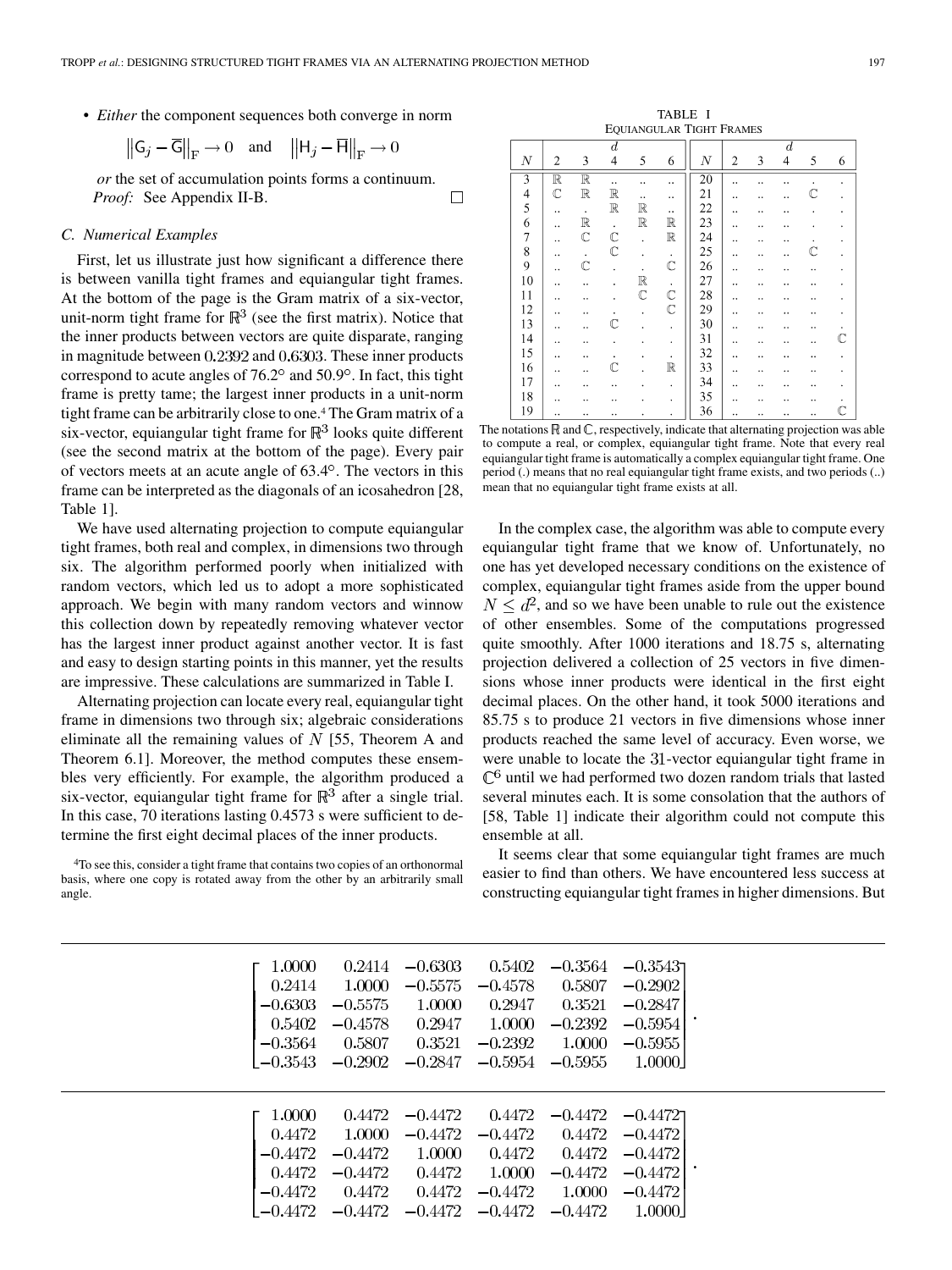- *Either* the component sequences both converge in norm

$$\left\|\mathsf{G}_j - \overline{\mathsf{G}}\right\|_{\mathrm{F}} \to 0 \quad \text{and} \quad \left\|\mathsf{H}_j - \overline{\mathsf{H}}\right\|_{\mathrm{F}} \to 0$$

*or* the set of accumulation points forms a continuum.

*Proof:* See Appendix II-B. □

### C. Numerical Examples

First, let us illustrate just how significant a difference there is between vanilla tight frames and equiangular tight frames. At the bottom of the page is the Gram matrix of a six-vector, unit-norm tight frame for $\mathbb{R}^3$ (see the first matrix). Notice that the inner products between vectors are quite disparate, ranging in magnitude between $0.2392$ and $0.6303$. These inner products correspond to acute angles of $76.2°$ and $50.9°$. In fact, this tight frame is pretty tame; the largest inner products in a unit-norm tight frame can be arbitrarily close to one.[4] The Gram matrix of a six-vector, equiangular tight frame for $\mathbb{R}^3$ looks quite different (see the second matrix at the bottom of the page). Every pair of vectors meets at an acute angle of $63.4°$. The vectors in this frame can be interpreted as the diagonals of an icosahedron [28, Table 1].

We have used alternating projection to compute equiangular tight frames, both real and complex, in dimensions two through six. The algorithm performed poorly when initialized with random vectors, which led us to adopt a more sophisticated approach. We begin with many random vectors and winnow this collection down by repeatedly removing whatever vector has the largest inner product against another vector. It is fast and easy to design starting points in this manner, yet the results are impressive. These calculations are summarized in Table I.

Alternating projection can locate every real, equiangular tight frame in dimensions two through six; algebraic considerations eliminate all the remaining values of $N$ [55, Theorem A and Theorem 6.1]. Moreover, the method computes these ensembles very efficiently. For example, the algorithm produced a six-vector, equiangular tight frame for $\mathbb{R}^3$ after a single trial. In this case, 70 iterations lasting 0.4573 s were sufficient to determine the first eight decimal places of the inner products.

[4] To see this, consider a tight frame that contains two copies of an orthonormal basis, where one copy is rotated away from the other by an arbitrarily small angle.

TABLE I
EQUIANGULAR TIGHT FRAMES

| $N$ | $d=2$ | 3 | 4 | 5 | 6 | $N$ | $d=2$ | 3 | 4 | 5 | 6 |
|---|---|---|---|---|---|---|---|---|---|---|---|
| 3 | $\mathbb{R}$ | $\mathbb{R}$ | .. | .. | .. | 20 | .. | .. | .. | . | . |
| 4 | $\mathbb{C}$ | $\mathbb{R}$ | $\mathbb{R}$ | .. | .. | 21 | .. | .. | .. | $\mathbb{C}$ | . |
| 5 | .. | . | $\mathbb{R}$ | $\mathbb{R}$ | .. | 22 | .. | .. | .. | . | . |
| 6 | .. | $\mathbb{R}$ | . | $\mathbb{R}$ | $\mathbb{R}$ | 23 | .. | .. | .. | . | . |
| 7 | .. | $\mathbb{C}$ | $\mathbb{C}$ | . | $\mathbb{R}$ | 24 | .. | .. | .. | . | . |
| 8 | .. | . | $\mathbb{C}$ | . | . | 25 | .. | .. | .. | $\mathbb{C}$ | . |
| 9 | .. | $\mathbb{C}$ | . | . | $\mathbb{C}$ | 26 | .. | .. | .. | .. | . |
| 10 | .. | .. | . | $\mathbb{R}$ | . | 27 | .. | .. | .. | .. | . |
| 11 | .. | .. | . | $\mathbb{C}$ | $\mathbb{C}$ | 28 | .. | .. | .. | .. | . |
| 12 | .. | .. | . | . | $\mathbb{C}$ | 29 | .. | .. | .. | .. | . |
| 13 | .. | .. | $\mathbb{C}$ | . | . | 30 | .. | .. | .. | .. | . |
| 14 | .. | .. | . | . | . | 31 | .. | .. | .. | .. | $\mathbb{C}$ |
| 15 | .. | .. | . | . | . | 32 | .. | .. | .. | .. | . |
| 16 | .. | .. | $\mathbb{C}$ | . | $\mathbb{R}$ | 33 | .. | .. | .. | .. | . |
| 17 | .. | .. | .. | . | . | 34 | .. | .. | .. | .. | . |
| 18 | .. | .. | .. | . | . | 35 | .. | .. | .. | .. | . |
| 19 | .. | .. | .. | . | . | 36 | .. | .. | .. | .. | $\mathbb{C}$ |

The notations $\mathbb{R}$ and $\mathbb{C}$, respectively, indicate that alternating projection was able to compute a real, or complex, equiangular tight frame. Note that every real equiangular tight frame is automatically a complex equiangular tight frame. One period (.) means that no real equiangular tight frame exists, and two periods (..) mean that no equiangular tight frame exists at all.

In the complex case, the algorithm was able to compute every equiangular tight frame that we know of. Unfortunately, no one has yet developed necessary conditions on the existence of complex, equiangular tight frames aside from the upper bound $N \le d^2$, and so we have been unable to rule out the existence of other ensembles. Some of the computations progressed quite smoothly. After 1000 iterations and 18.75 s, alternating projection delivered a collection of 25 vectors in five dimensions whose inner products were identical in the first eight decimal places. On the other hand, it took 5000 iterations and 85.75 s to produce 21 vectors in five dimensions whose inner products reached the same level of accuracy. Even worse, we were unable to locate the $31$-vector equiangular tight frame in $\mathbb{C}^6$ until we had performed two dozen random trials that lasted several minutes each. It is some consolation that the authors of [58, Table 1] indicate their algorithm could not compute this ensemble at all.

It seems clear that some equiangular tight frames are much easier to find than others. We have encountered less success at constructing equiangular tight frames in higher dimensions. But

$$\begin{bmatrix} 1.0000 & 0.2414 & -0.6303 & 0.5402 & -0.3564 & -0.3543 \\ 0.2414 & 1.0000 & -0.5575 & -0.4578 & 0.5807 & -0.2902 \\ -0.6303 & -0.5575 & 1.0000 & 0.2947 & 0.3521 & -0.2847 \\ 0.5402 & -0.4578 & 0.2947 & 1.0000 & -0.2392 & -0.5954 \\ -0.3564 & 0.5807 & 0.3521 & -0.2392 & 1.0000 & -0.5955 \\ -0.3543 & -0.2902 & -0.2847 & -0.5954 & -0.5955 & 1.0000 \end{bmatrix}.$$

$$\begin{bmatrix} 1.0000 & 0.4472 & -0.4472 & 0.4472 & -0.4472 & -0.4472 \\ 0.4472 & 1.0000 & -0.4472 & -0.4472 & 0.4472 & -0.4472 \\ -0.4472 & -0.4472 & 1.0000 & 0.4472 & 0.4472 & -0.4472 \\ 0.4472 & -0.4472 & 0.4472 & 1.0000 & -0.4472 & -0.4472 \\ -0.4472 & 0.4472 & 0.4472 & -0.4472 & 1.0000 & -0.4472 \\ -0.4472 & -0.4472 & -0.4472 & -0.4472 & -0.4472 & 1.0000 \end{bmatrix}.$$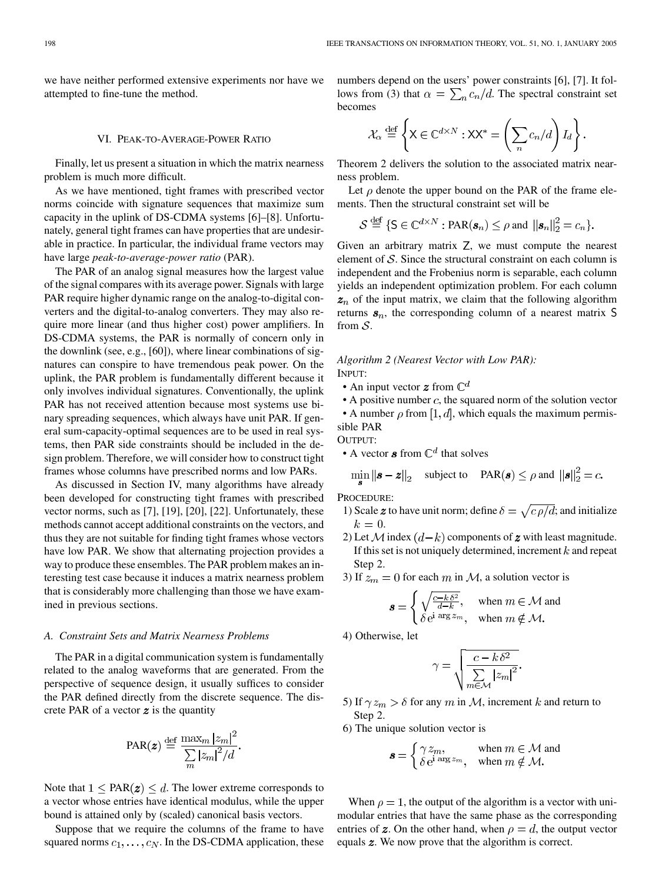we have neither performed extensive experiments nor have we attempted to fine-tune the method.

## VI. Peak-to-Average-Power Ratio

Finally, let us present a situation in which the matrix nearness problem is much more difficult.

As we have mentioned, tight frames with prescribed vector norms coincide with signature sequences that maximize sum capacity in the uplink of DS-CDMA systems [6]–[8]. Unfortunately, general tight frames can have properties that are undesirable in practice. In particular, the individual frame vectors may have large *peak-to-average-power ratio* (PAR).

The PAR of an analog signal measures how the largest value of the signal compares with its average power. Signals with large PAR require higher dynamic range on the analog-to-digital converters and the digital-to-analog converters. They may also require more linear (and thus higher cost) power amplifiers. In DS-CDMA systems, the PAR is normally of concern only in the downlink (see, e.g., [60]), where linear combinations of signatures can conspire to have tremendous peak power. On the uplink, the PAR problem is fundamentally different because it only involves individual signatures. Conventionally, the uplink PAR has not received attention because most systems use binary spreading sequences, which always have unit PAR. If general sum-capacity-optimal sequences are to be used in real systems, then PAR side constraints should be included in the design problem. Therefore, we will consider how to construct tight frames whose columns have prescribed norms and low PARs.

As discussed in Section IV, many algorithms have already been developed for constructing tight frames with prescribed vector norms, such as [7], [19], [20], [22]. Unfortunately, these methods cannot accept additional constraints on the vectors, and thus they are not suitable for finding tight frames whose vectors have low PAR. We show that alternating projection provides a way to produce these ensembles. The PAR problem makes an interesting test case because it induces a matrix nearness problem that is considerably more challenging than those we have examined in previous sections.

### A. Constraint Sets and Matrix Nearness Problems

The PAR in a digital communication system is fundamentally related to the analog waveforms that are generated. From the perspective of sequence design, it usually suffices to consider the PAR defined directly from the discrete sequence. The discrete PAR of a vector $\boldsymbol{z}$ is the quantity

$$\mathrm{PAR}(\boldsymbol{z}) \stackrel{\text{def}}{=} \frac{\max_m |z_m|^2}{\sum_m |z_m|^2/d}.$$

Note that $1 \le \mathrm{PAR}(\boldsymbol{z}) \le d$. The lower extreme corresponds to a vector whose entries have identical modulus, while the upper bound is attained only by (scaled) canonical basis vectors.

Suppose that we require the columns of the frame to have squared norms $c_1, \dots, c_N$. In the DS-CDMA application, these numbers depend on the users' power constraints [6], [7]. It follows from (3) that $\alpha = \sum_n c_n/d$. The spectral constraint set becomes

$$\mathcal{X}_\alpha \stackrel{\text{def}}{=} \left\{ \mathsf{X} \in \mathbb{C}^{d \times N} : \mathsf{X}\mathsf{X}^* = \left( \sum_n c_n/d \right) I_d \right\}.$$

Theorem 2 delivers the solution to the associated matrix nearness problem.

Let $\rho$ denote the upper bound on the PAR of the frame elements. Then the structural constraint set will be

$$\mathcal{S} \stackrel{\text{def}}{=} \{ \mathsf{S} \in \mathbb{C}^{d \times N} : \mathrm{PAR}(\boldsymbol{s}_n) \le \rho \text{ and } \|\boldsymbol{s}_n\|_2^2 = c_n \}.$$

Given an arbitrary matrix $\mathsf{Z}$, we must compute the nearest element of $\mathcal{S}$. Since the structural constraint on each column is independent and the Frobenius norm is separable, each column yields an independent optimization problem. For each column $\boldsymbol{z}_n$ of the input matrix, we claim that the following algorithm returns $\boldsymbol{s}_n$, the corresponding column of a nearest matrix $\mathsf{S}$ from $\mathcal{S}$.

*Algorithm 2 (Nearest Vector with Low PAR):*

Input:

- An input vector $\boldsymbol{z}$ from $\mathbb{C}^d$
- A positive number $c$, the squared norm of the solution vector
- A number $\rho$ from $[1, d]$, which equals the maximum permissible PAR

Output:

- A vector $\boldsymbol{s}$ from $\mathbb{C}^d$ that solves

$$\min_{\boldsymbol{s}} \|\boldsymbol{s} - \boldsymbol{z}\|_2 \quad \text{subject to} \quad \mathrm{PAR}(\boldsymbol{s}) \le \rho \text{ and } \|\boldsymbol{s}\|_2^2 = c.$$

Procedure:

1) Scale $\boldsymbol{z}$ to have unit norm; define $\delta = \sqrt{c\,\rho/d}$; and initialize $k = 0$.

2) Let $\mathcal{M}$ index $(d-k)$ components of $\boldsymbol{z}$ with least magnitude. If this set is not uniquely determined, increment $k$ and repeat Step 2.

3) If $z_m = 0$ for each $m$ in $\mathcal{M}$, a solution vector is

$$\boldsymbol{s} = \begin{cases} \sqrt{\frac{c - k\,\delta^2}{d-k}}, & \text{when } m \in \mathcal{M} \text{ and} \\ \delta\, \mathrm{e}^{\mathrm{i} \arg z_m}, & \text{when } m \notin \mathcal{M}. \end{cases}$$

4) Otherwise, let

$$\gamma = \sqrt{\frac{c - k\,\delta^2}{\sum_{m \in \mathcal{M}} |z_m|^2}}.$$

5) If $\gamma z_m > \delta$ for any $m$ in $\mathcal{M}$, increment $k$ and return to Step 2.

6) The unique solution vector is

$$\boldsymbol{s} = \begin{cases} \gamma\, z_m, & \text{when } m \in \mathcal{M} \text{ and} \\ \delta\, \mathrm{e}^{\mathrm{i} \arg z_m}, & \text{when } m \notin \mathcal{M}. \end{cases}$$

When $\rho = 1$, the output of the algorithm is a vector with unimodular entries that have the same phase as the corresponding entries of $\boldsymbol{z}$. On the other hand, when $\rho = d$, the output vector equals $\boldsymbol{z}$. We now prove that the algorithm is correct.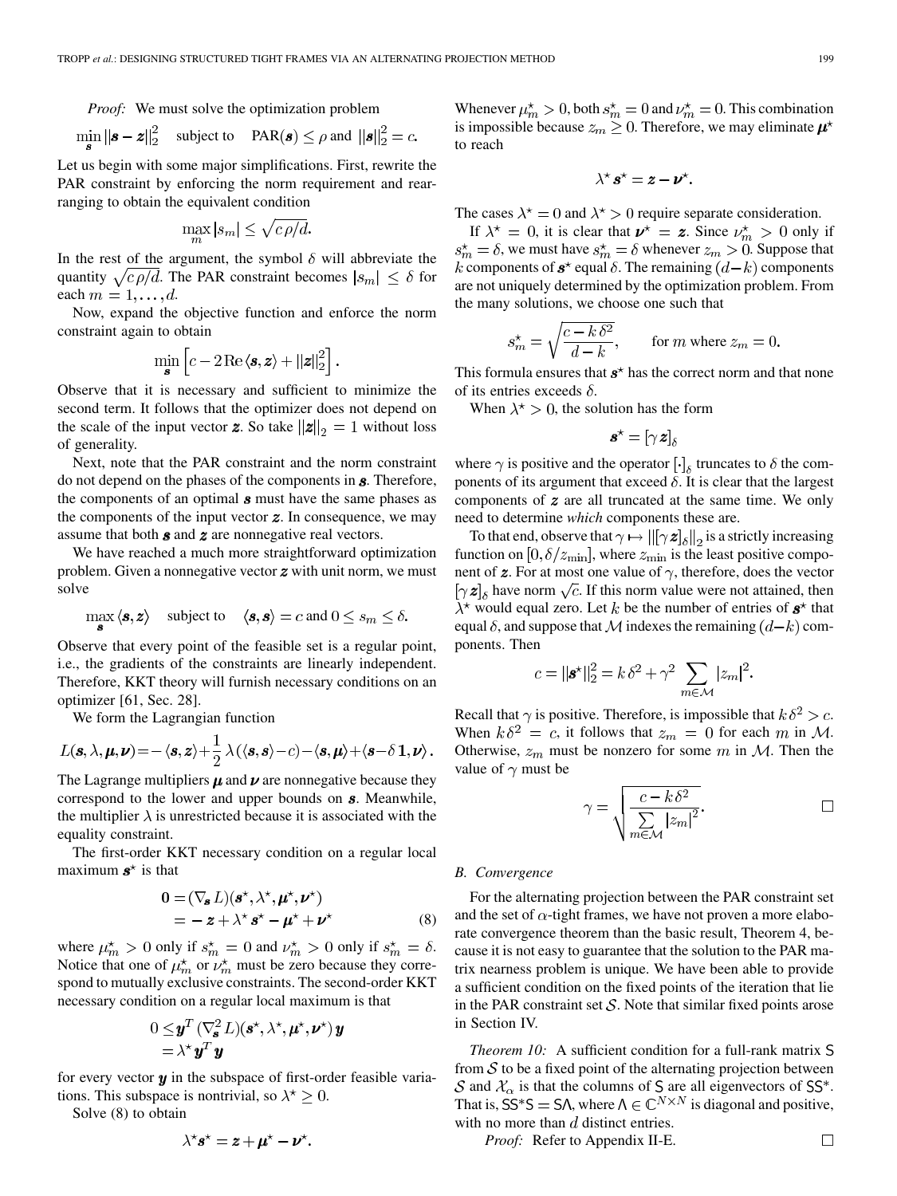*Proof:* We must solve the optimization problem

$$\min_{\boldsymbol{s}} \|\boldsymbol{s}-\boldsymbol{z}\|_2^2 \quad \text{subject to} \quad \text{PAR}(\boldsymbol{s}) \le \rho \text{ and } \|\boldsymbol{s}\|_2^2 = c.$$

Let us begin with some major simplifications. First, rewrite the PAR constraint by enforcing the norm requirement and rearranging to obtain the equivalent condition

$$\max_m |s_m| \le \sqrt{c\,\rho/d}.$$

In the rest of the argument, the symbol $\delta$ will abbreviate the quantity $\sqrt{c\,\rho/d}$. The PAR constraint becomes $|s_m| \le \delta$ for each $m = 1, \ldots, d$.

Now, expand the objective function and enforce the norm constraint again to obtain

$$\min_{\boldsymbol{s}} \left[ c - 2\,\text{Re}\,\langle \boldsymbol{s}, \boldsymbol{z} \rangle + \|\boldsymbol{z}\|_2^2 \right].$$

Observe that it is necessary and sufficient to minimize the second term. It follows that the optimizer does not depend on the scale of the input vector $\boldsymbol{z}$. So take $\|\boldsymbol{z}\|_2 = 1$ without loss of generality.

Next, note that the PAR constraint and the norm constraint do not depend on the phases of the components in $\boldsymbol{s}$. Therefore, the components of an optimal $\boldsymbol{s}$ must have the same phases as the components of the input vector $\boldsymbol{z}$. In consequence, we may assume that both $\boldsymbol{s}$ and $\boldsymbol{z}$ are nonnegative real vectors.

We have reached a much more straightforward optimization problem. Given a nonnegative vector $\boldsymbol{z}$ with unit norm, we must solve

$$\max_{\boldsymbol{s}} \langle \boldsymbol{s}, \boldsymbol{z} \rangle \quad \text{subject to} \quad \langle \boldsymbol{s}, \boldsymbol{s} \rangle = c \text{ and } 0 \le s_m \le \delta.$$

Observe that every point of the feasible set is a regular point, i.e., the gradients of the constraints are linearly independent. Therefore, KKT theory will furnish necessary conditions on an optimizer [61, Sec. 28].

We form the Lagrangian function

$$L(\boldsymbol{s}, \lambda, \boldsymbol{\mu}, \boldsymbol{\nu}) = -\langle \boldsymbol{s}, \boldsymbol{z} \rangle + \frac{1}{2}\lambda\left(\langle \boldsymbol{s}, \boldsymbol{s} \rangle - c\right) - \langle \boldsymbol{s}, \boldsymbol{\mu} \rangle + \langle \boldsymbol{s} - \delta\,\mathbf{1}, \boldsymbol{\nu} \rangle.$$

The Lagrange multipliers $\boldsymbol{\mu}$ and $\boldsymbol{\nu}$ are nonnegative because they correspond to the lower and upper bounds on $\boldsymbol{s}$. Meanwhile, the multiplier $\lambda$ is unrestricted because it is associated with the equality constraint.

The first-order KKT necessary condition on a regular local maximum $\boldsymbol{s}^\star$ is that

$$\begin{aligned} \mathbf{0} &= (\nabla_{\boldsymbol{s}} L)(\boldsymbol{s}^\star, \lambda^\star, \boldsymbol{\mu}^\star, \boldsymbol{\nu}^\star) \\ &= -\boldsymbol{z} + \lambda^\star \boldsymbol{s}^\star - \boldsymbol{\mu}^\star + \boldsymbol{\nu}^\star \end{aligned} \tag{8}$$

where $\mu_m^\star > 0$ only if $s_m^\star = 0$ and $\nu_m^\star > 0$ only if $s_m^\star = \delta$. Notice that one of $\mu_m^\star$ or $\nu_m^\star$ must be zero because they correspond to mutually exclusive constraints. The second-order KKT necessary condition on a regular local maximum is that

$$\begin{aligned} 0 &\le \boldsymbol{y}^T (\nabla_{\boldsymbol{s}}^2 L)(\boldsymbol{s}^\star, \lambda^\star, \boldsymbol{\mu}^\star, \boldsymbol{\nu}^\star)\,\boldsymbol{y} \\ &= \lambda^\star \boldsymbol{y}^T \boldsymbol{y} \end{aligned}$$

for every vector $\boldsymbol{y}$ in the subspace of first-order feasible variations. This subspace is nontrivial, so $\lambda^\star \ge 0$.

Solve (8) to obtain

$$\lambda^\star \boldsymbol{s}^\star = \boldsymbol{z} + \boldsymbol{\mu}^\star - \boldsymbol{\nu}^\star.$$

Whenever $\mu_m^\star > 0$, both $s_m^\star = 0$ and $\nu_m^\star = 0$. This combination is impossible because $z_m \ge 0$. Therefore, we may eliminate $\boldsymbol{\mu}^\star$ to reach

$$\lambda^\star \boldsymbol{s}^\star = \boldsymbol{z} - \boldsymbol{\nu}^\star.$$

The cases $\lambda^\star = 0$ and $\lambda^\star > 0$ require separate consideration.

If $\lambda^\star = 0$, it is clear that $\boldsymbol{\nu}^\star = \boldsymbol{z}$. Since $\nu_m^\star > 0$ only if $s_m^\star = \delta$, we must have $s_m^\star = \delta$ whenever $z_m > 0$. Suppose that $k$ components of $\boldsymbol{s}^\star$ equal $\delta$. The remaining $(d-k)$ components are not uniquely determined by the optimization problem. From the many solutions, we choose one such that

$$s_m^\star = \sqrt{\frac{c - k\,\delta^2}{d-k}}, \qquad \text{for } m \text{ where } z_m = 0.$$

This formula ensures that $\boldsymbol{s}^\star$ has the correct norm and that none of its entries exceeds $\delta$.

When $\lambda^\star > 0$, the solution has the form

$$\boldsymbol{s}^\star = [\gamma\,\boldsymbol{z}]_\delta$$

where $\gamma$ is positive and the operator $[\cdot]_\delta$ truncates to $\delta$ the components of its argument that exceed $\delta$. It is clear that the largest components of $\boldsymbol{z}$ are all truncated at the same time. We only need to determine *which* components these are.

To that end, observe that $\gamma \mapsto \|[\gamma\,\boldsymbol{z}]_\delta\|_2$ is a strictly increasing function on $[0, \delta/z_{\min}]$, where $z_{\min}$ is the least positive component of $\boldsymbol{z}$. For at most one value of $\gamma$, therefore, does the vector $[\gamma\,\boldsymbol{z}]_\delta$ have norm $\sqrt{c}$. If this norm value were not attained, then $\lambda^\star$ would equal zero. Let $k$ be the number of entries of $\boldsymbol{s}^\star$ that equal $\delta$, and suppose that $\mathcal{M}$ indexes the remaining $(d-k)$ components. Then

$$c = \|\boldsymbol{s}^\star\|_2^2 = k\,\delta^2 + \gamma^2 \sum_{m \in \mathcal{M}} |z_m|^2.$$

Recall that $\gamma$ is positive. Therefore, is impossible that $k\,\delta^2 > c$. When $k\,\delta^2 = c$, it follows that $z_m = 0$ for each $m$ in $\mathcal{M}$. Otherwise, $z_m$ must be nonzero for some $m$ in $\mathcal{M}$. Then the value of $\gamma$ must be

$$\gamma = \sqrt{\frac{c - k\,\delta^2}{\sum_{m \in \mathcal{M}} |z_m|^2}}.$$

□

### B. Convergence

For the alternating projection between the PAR constraint set and the set of $\alpha$-tight frames, we have not proven a more elaborate convergence theorem than the basic result, Theorem 4, because it is not easy to guarantee that the solution to the PAR matrix nearness problem is unique. We have been able to provide a sufficient condition on the fixed points of the iteration that lie in the PAR constraint set $\mathcal{S}$. Note that similar fixed points arose in Section IV.

*Theorem 10:* A sufficient condition for a full-rank matrix $\mathsf{S}$ from $\mathcal{S}$ to be a fixed point of the alternating projection between $\mathcal{S}$ and $\mathcal{X}_\alpha$ is that the columns of $\mathsf{S}$ are all eigenvectors of $\mathsf{S}\mathsf{S}^*$. That is, $\mathsf{S}\mathsf{S}^*\mathsf{S} = \mathsf{S}\Lambda$, where $\Lambda \in \mathbb{C}^{N \times N}$ is diagonal and positive, with no more than $d$ distinct entries.

*Proof:* Refer to Appendix II-E. □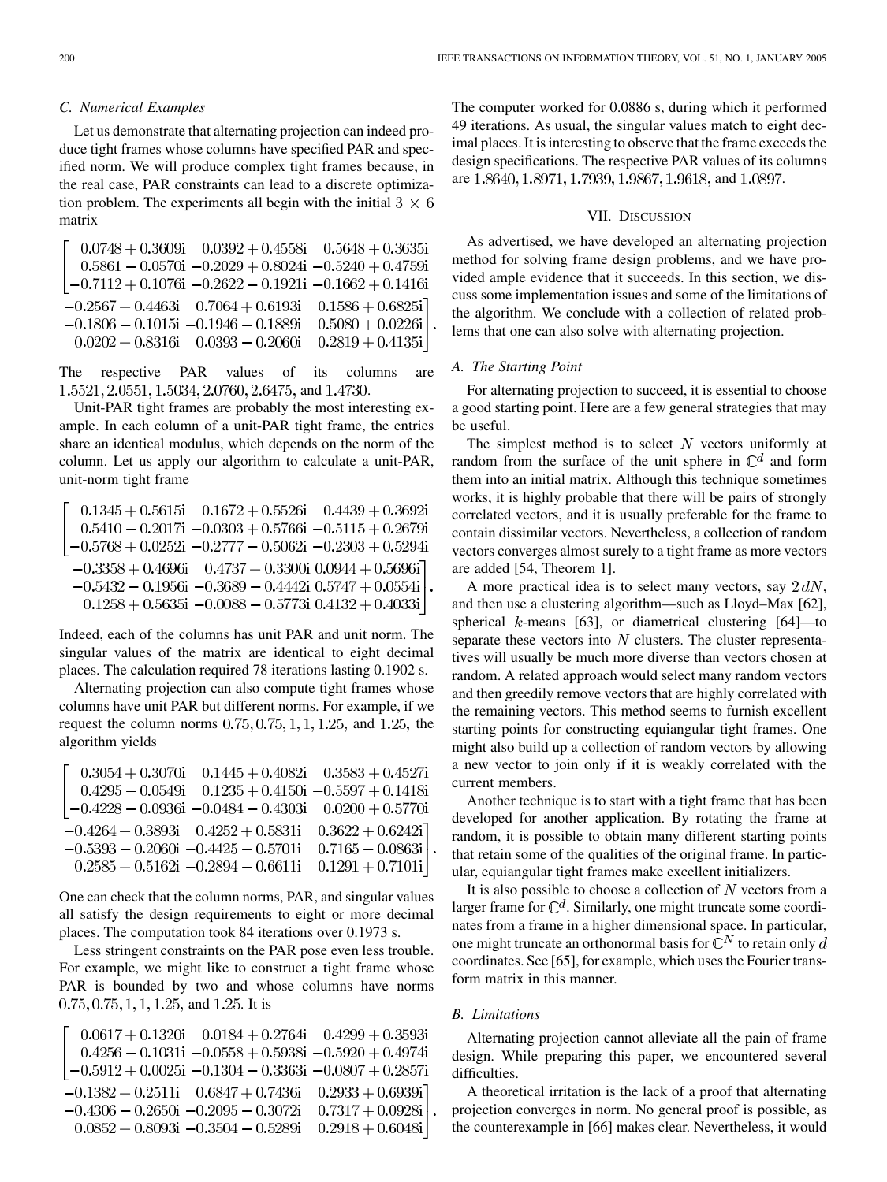### C. Numerical Examples

Let us demonstrate that alternating projection can indeed produce tight frames whose columns have specified PAR and specified norm. We will produce complex tight frames because, in the real case, PAR constraints can lead to a discrete optimization problem. The experiments all begin with the initial $3 \times 6$ matrix

$$\begin{bmatrix} 0.0748+0.3609i & 0.0392+0.4558i & 0.5648+0.3635i \\ 0.5861-0.0570i & -0.2029+0.8024i & -0.5240+0.4759i \\ -0.7112+0.1076i & -0.2622-0.1921i & -0.1662+0.1416i \end{bmatrix.$$
$$\begin{matrix} -0.2567+0.4463i & 0.7064+0.6193i & 0.1586+0.6825i \\ -0.1806-0.1015i & -0.1946-0.1889i & 0.5080+0.0226i \\ 0.0202+0.8316i & 0.0393-0.2060i & 0.2819+0.4135i \end{bmatrix}.$$

The respective PAR values of its columns are 1.5521, 2.0551, 1.5034, 2.0760, 2.6475, and 1.4730.

Unit-PAR tight frames are probably the most interesting example. In each column of a unit-PAR tight frame, the entries share an identical modulus, which depends on the norm of the column. Let us apply our algorithm to calculate a unit-PAR, unit-norm tight frame

$$\begin{bmatrix} 0.1345+0.5615i & 0.1672+0.5526i & 0.4439+0.3692i \\ 0.5410-0.2017i & -0.0303+0.5766i & -0.5115+0.2679i \\ -0.5768+0.0252i & -0.2777-0.5062i & -0.2303+0.5294i \end{matrix}$$
$$\begin{matrix} -0.3358+0.4696i & 0.4737+0.3300i & 0.0944+0.5696i \\ -0.5432-0.1956i & -0.3689-0.4442i & 0.5747+0.0554i \\ 0.1258+0.5635i & -0.0088-0.5773i & 0.4132+0.4033i \end{bmatrix}.$$

Indeed, each of the columns has unit PAR and unit norm. The singular values of the matrix are identical to eight decimal places. The calculation required 78 iterations lasting 0.1902 s.

Alternating projection can also compute tight frames whose columns have unit PAR but different norms. For example, if we request the column norms 0.75, 0.75, 1, 1, 1.25, and 1.25, the algorithm yields

$$\begin{bmatrix} 0.3054+0.3070i & 0.1445+0.4082i & 0.3583+0.4527i \\ 0.4295-0.0549i & 0.1235+0.4150i & -0.5597+0.1418i \\ -0.4228-0.0936i & -0.0484-0.4303i & 0.0200+0.5770i \end{matrix}$$
$$\begin{matrix} -0.4264+0.3893i & 0.4252+0.5831i & 0.3622+0.6242i \\ -0.5393-0.2060i & -0.4425-0.5701i & 0.7165-0.0863i \\ 0.2585+0.5162i & -0.2894-0.6611i & 0.1291+0.7101i \end{bmatrix}.$$

One can check that the column norms, PAR, and singular values all satisfy the design requirements to eight or more decimal places. The computation took 84 iterations over 0.1973 s.

Less stringent constraints on the PAR pose even less trouble. For example, we might like to construct a tight frame whose PAR is bounded by two and whose columns have norms 0.75, 0.75, 1, 1, 1.25, and 1.25. It is

$$\begin{bmatrix} 0.0617+0.1320i & 0.0184+0.2764i & 0.4299+0.3593i \\ 0.4256-0.1031i & -0.0558+0.5938i & -0.5920+0.4974i \\ -0.5912+0.0025i & -0.1304-0.3363i & -0.0807+0.2857i \end{matrix}$$
$$\begin{matrix} -0.1382+0.2511i & 0.6847+0.7436i & 0.2933+0.6939i \\ -0.4306-0.2650i & -0.2095-0.3072i & 0.7317+0.0928i \\ 0.0852+0.8093i & -0.3504-0.5289i & 0.2918+0.6048i \end{bmatrix}.$$

The computer worked for 0.0886 s, during which it performed 49 iterations. As usual, the singular values match to eight decimal places. It is interesting to observe that the frame exceeds the design specifications. The respective PAR values of its columns are 1.8640, 1.8971, 1.7939, 1.9867, 1.9618, and 1.0897.

## VII. Discussion

As advertised, we have developed an alternating projection method for solving frame design problems, and we have provided ample evidence that it succeeds. In this section, we discuss some implementation issues and some of the limitations of the algorithm. We conclude with a collection of related problems that one can also solve with alternating projection.

### A. The Starting Point

For alternating projection to succeed, it is essential to choose a good starting point. Here are a few general strategies that may be useful.

The simplest method is to select $N$ vectors uniformly at random from the surface of the unit sphere in $\mathbb{C}^d$ and form them into an initial matrix. Although this technique sometimes works, it is highly probable that there will be pairs of strongly correlated vectors, and it is usually preferable for the frame to contain dissimilar vectors. Nevertheless, a collection of random vectors converges almost surely to a tight frame as more vectors are added [54, Theorem 1].

A more practical idea is to select many vectors, say $2\,dN$, and then use a clustering algorithm—such as Lloyd–Max [62], spherical $k$-means [63], or diametrical clustering [64]—to separate these vectors into $N$ clusters. The cluster representatives will usually be much more diverse than vectors chosen at random. A related approach would select many random vectors and then greedily remove vectors that are highly correlated with the remaining vectors. This method seems to furnish excellent starting points for constructing equiangular tight frames. One might also build up a collection of random vectors by allowing a new vector to join only if it is weakly correlated with the current members.

Another technique is to start with a tight frame that has been developed for another application. By rotating the frame at random, it is possible to obtain many different starting points that retain some of the qualities of the original frame. In particular, equiangular tight frames make excellent initializers.

It is also possible to choose a collection of $N$ vectors from a larger frame for $\mathbb{C}^d$. Similarly, one might truncate some coordinates from a frame in a higher dimensional space. In particular, one might truncate an orthonormal basis for $\mathbb{C}^N$ to retain only $d$ coordinates. See [65], for example, which uses the Fourier transform matrix in this manner.

### B. Limitations

Alternating projection cannot alleviate all the pain of frame design. While preparing this paper, we encountered several difficulties.

A theoretical irritation is the lack of a proof that alternating projection converges in norm. No general proof is possible, as the counterexample in [66] makes clear. Nevertheless, it would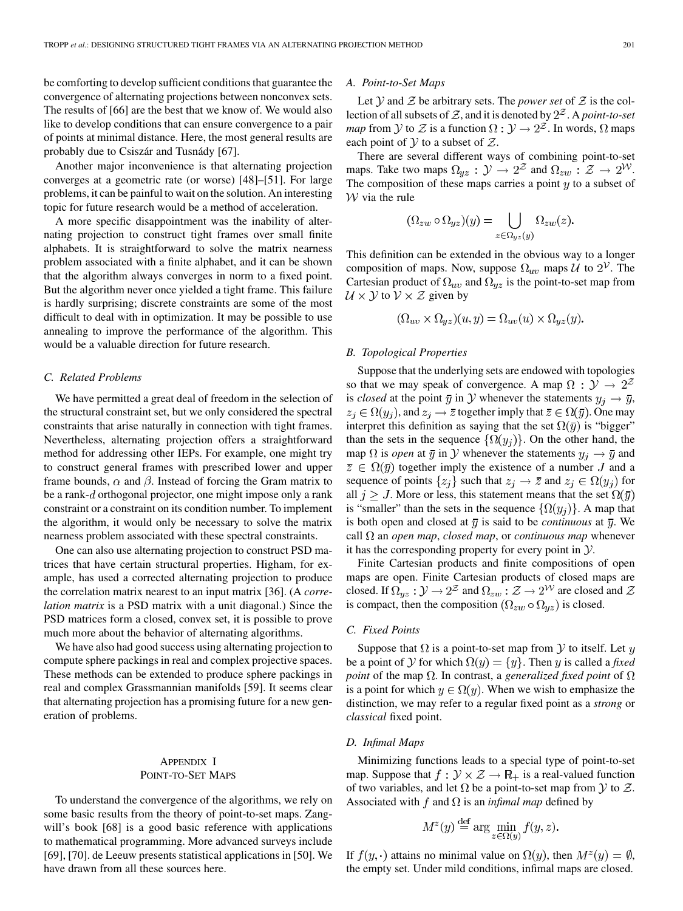be comforting to develop sufficient conditions that guarantee the convergence of alternating projections between nonconvex sets. The results of [66] are the best that we know of. We would also like to develop conditions that can ensure convergence to a pair of points at minimal distance. Here, the most general results are probably due to Csiszár and Tusnády [67].

Another major inconvenience is that alternating projection converges at a geometric rate (or worse) [48]–[51]. For large problems, it can be painful to wait on the solution. An interesting topic for future research would be a method of acceleration.

A more specific disappointment was the inability of alternating projection to construct tight frames over small finite alphabets. It is straightforward to solve the matrix nearness problem associated with a finite alphabet, and it can be shown that the algorithm always converges in norm to a fixed point. But the algorithm never once yielded a tight frame. This failure is hardly surprising; discrete constraints are some of the most difficult to deal with in optimization. It may be possible to use annealing to improve the performance of the algorithm. This would be a valuable direction for future research.

### C. Related Problems

We have permitted a great deal of freedom in the selection of the structural constraint set, but we only considered the spectral constraints that arise naturally in connection with tight frames. Nevertheless, alternating projection offers a straightforward method for addressing other IEPs. For example, one might try to construct general frames with prescribed lower and upper frame bounds, $\alpha$ and $\beta$. Instead of forcing the Gram matrix to be a rank-$d$ orthogonal projector, one might impose only a rank constraint or a constraint on its condition number. To implement the algorithm, it would only be necessary to solve the matrix nearness problem associated with these spectral constraints.

One can also use alternating projection to construct PSD matrices that have certain structural properties. Higham, for example, has used a corrected alternating projection to produce the correlation matrix nearest to an input matrix [36]. (A *correlation matrix* is a PSD matrix with a unit diagonal.) Since the PSD matrices form a closed, convex set, it is possible to prove much more about the behavior of alternating algorithms.

We have also had good success using alternating projection to compute sphere packings in real and complex projective spaces. These methods can be extended to produce sphere packings in real and complex Grassmannian manifolds [59]. It seems clear that alternating projection has a promising future for a new generation of problems.

## Appendix I
## Point-to-Set Maps

To understand the convergence of the algorithms, we rely on some basic results from the theory of point-to-set maps. Zangwill's book [68] is a good basic reference with applications to mathematical programming. More advanced surveys include [69], [70]. de Leeuw presents statistical applications in [50]. We have drawn from all these sources here.

### A. Point-to-Set Maps

Let $\mathcal{Y}$ and $\mathcal{Z}$ be arbitrary sets. The *power set* of $\mathcal{Z}$ is the collection of all subsets of $\mathcal{Z}$, and it is denoted by $2^{\mathcal{Z}}$. A *point-to-set map* from $\mathcal{Y}$ to $\mathcal{Z}$ is a function $\Omega : \mathcal{Y} \to 2^{\mathcal{Z}}$. In words, $\Omega$ maps each point of $\mathcal{Y}$ to a subset of $\mathcal{Z}$.

There are several different ways of combining point-to-set maps. Take two maps $\Omega_{yz} : \mathcal{Y} \to 2^{\mathcal{Z}}$ and $\Omega_{zw} : \mathcal{Z} \to 2^{\mathcal{W}}$. The composition of these maps carries a point $y$ to a subset of $\mathcal{W}$ via the rule

$$(\Omega_{zw} \circ \Omega_{yz})(y) = \bigcup_{z \in \Omega_{yz}(y)} \Omega_{zw}(z).$$

This definition can be extended in the obvious way to a longer composition of maps. Now, suppose $\Omega_{uv}$ maps $\mathcal{U}$ to $2^{\mathcal{V}}$. The Cartesian product of $\Omega_{uv}$ and $\Omega_{yz}$ is the point-to-set map from $\mathcal{U} \times \mathcal{Y}$ to $\mathcal{V} \times \mathcal{Z}$ given by

$$(\Omega_{uv} \times \Omega_{yz})(u, y) = \Omega_{uv}(u) \times \Omega_{yz}(y).$$

### B. Topological Properties

Suppose that the underlying sets are endowed with topologies so that we may speak of convergence. A map $\Omega : \mathcal{Y} \to 2^{\mathcal{Z}}$ is *closed* at the point $\bar{y}$ in $\mathcal{Y}$ whenever the statements $y_j \to \bar{y}$, $z_j \in \Omega(y_j)$, and $z_j \to \bar{z}$ together imply that $\bar{z} \in \Omega(\bar{y})$. One may interpret this definition as saying that the set $\Omega(\bar{y})$ is "bigger" than the sets in the sequence $\{\Omega(y_j)\}$. On the other hand, the map $\Omega$ is *open* at $\bar{y}$ in $\mathcal{Y}$ whenever the statements $y_j \to \bar{y}$ and $\bar{z} \in \Omega(\bar{y})$ together imply the existence of a number $J$ and a sequence of points $\{z_j\}$ such that $z_j \to \bar{z}$ and $z_j \in \Omega(y_j)$ for all $j \geq J$. More or less, this statement means that the set $\Omega(\bar{y})$ is "smaller" than the sets in the sequence $\{\Omega(y_j)\}$. A map that is both open and closed at $\bar{y}$ is said to be *continuous* at $\bar{y}$. We call $\Omega$ an *open map*, *closed map*, or *continuous map* whenever it has the corresponding property for every point in $\mathcal{Y}$.

Finite Cartesian products and finite compositions of open maps are open. Finite Cartesian products of closed maps are closed. If $\Omega_{yz} : \mathcal{Y} \to 2^{\mathcal{Z}}$ and $\Omega_{zw} : \mathcal{Z} \to 2^{\mathcal{W}}$ are closed and $\mathcal{Z}$ is compact, then the composition $(\Omega_{zw} \circ \Omega_{yz})$ is closed.

### C. Fixed Points

Suppose that $\Omega$ is a point-to-set map from $\mathcal{Y}$ to itself. Let $y$ be a point of $\mathcal{Y}$ for which $\Omega(y) = \{y\}$. Then $y$ is called a *fixed point* of the map $\Omega$. In contrast, a *generalized fixed point* of $\Omega$ is a point for which $y \in \Omega(y)$. When we wish to emphasize the distinction, we may refer to a regular fixed point as a *strong* or *classical* fixed point.

### D. Infimal Maps

Minimizing functions leads to a special type of point-to-set map. Suppose that $f : \mathcal{Y} \times \mathcal{Z} \to \mathbb{R}_+$ is a real-valued function of two variables, and let $\Omega$ be a point-to-set map from $\mathcal{Y}$ to $\mathcal{Z}$. Associated with $f$ and $\Omega$ is an *infimal map* defined by

$$M^z(y) \stackrel{\text{def}}{=} \arg \min_{z \in \Omega(y)} f(y, z).$$

If $f(y, \cdot)$ attains no minimal value on $\Omega(y)$, then $M^z(y) = \emptyset$, the empty set. Under mild conditions, infimal maps are closed.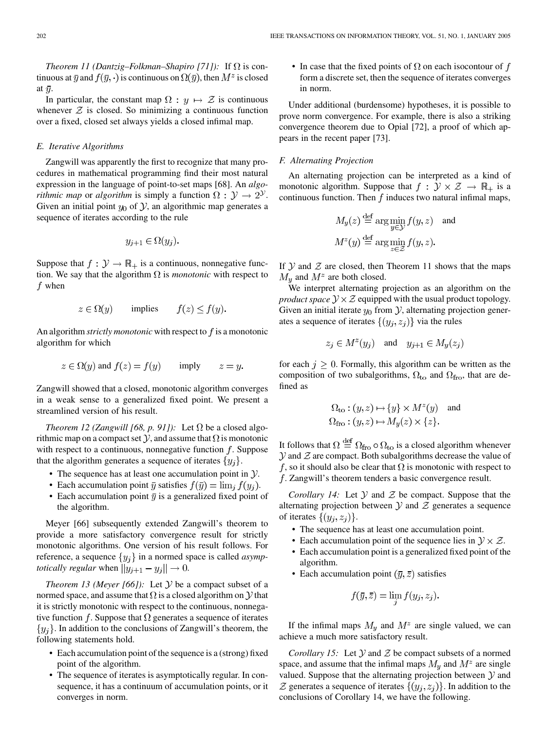*Theorem 11 (Dantzig–Folkman–Shapiro [71]):* If $\Omega$ is continuous at $\bar{y}$ and $f(\bar{y}, \cdot)$ is continuous on $\Omega(\bar{y})$, then $M^z$ is closed at $\bar{y}$.

In particular, the constant map $\Omega : y \mapsto \mathcal{Z}$ is continuous whenever $\mathcal{Z}$ is closed. So minimizing a continuous function over a fixed, closed set always yields a closed infimal map.

### E. Iterative Algorithms

Zangwill was apparently the first to recognize that many procedures in mathematical programming find their most natural expression in the language of point-to-set maps [68]. An *algorithmic map* or *algorithm* is simply a function $\Omega : \mathcal{Y} \to 2^{\mathcal{Y}}$. Given an initial point $y_0$ of $\mathcal{Y}$, an algorithmic map generates a sequence of iterates according to the rule

$$y_{j+1} \in \Omega(y_j).$$

Suppose that $f : \mathcal{Y} \to \mathbb{R}_+$ is a continuous, nonnegative function. We say that the algorithm $\Omega$ is *monotonic* with respect to $f$ when

$$z \in \Omega(y) \qquad \text{implies} \qquad f(z) \leq f(y).$$

An algorithm *strictly monotonic* with respect to $f$ is a monotonic algorithm for which

$$z \in \Omega(y) \text{ and } f(z) = f(y) \qquad \text{imply} \qquad z = y.$$

Zangwill showed that a closed, monotonic algorithm converges in a weak sense to a generalized fixed point. We present a streamlined version of his result.

*Theorem 12 (Zangwill [68, p. 91]):* Let $\Omega$ be a closed algorithmic map on a compact set $\mathcal{Y}$, and assume that $\Omega$ is monotonic with respect to a continuous, nonnegative function $f$. Suppose that the algorithm generates a sequence of iterates $\{y_j\}$.

- The sequence has at least one accumulation point in $\mathcal{Y}$.
- Each accumulation point $\bar{y}$ satisfies $f(\bar{y}) = \lim_j f(y_j)$.
- Each accumulation point $\bar{y}$ is a generalized fixed point of the algorithm.

Meyer [66] subsequently extended Zangwill's theorem to provide a more satisfactory convergence result for strictly monotonic algorithms. One version of his result follows. For reference, a sequence $\{y_j\}$ in a normed space is called *asymptotically regular* when $\|y_{j+1} - y_j\| \to 0$.

*Theorem 13 (Meyer [66]):* Let $\mathcal{Y}$ be a compact subset of a normed space, and assume that $\Omega$ is a closed algorithm on $\mathcal{Y}$ that it is strictly monotonic with respect to the continuous, nonnegative function $f$. Suppose that $\Omega$ generates a sequence of iterates $\{y_j\}$. In addition to the conclusions of Zangwill's theorem, the following statements hold.

- Each accumulation point of the sequence is a (strong) fixed point of the algorithm.
- The sequence of iterates is asymptotically regular. In consequence, it has a continuum of accumulation points, or it converges in norm.
- In case that the fixed points of $\Omega$ on each isocontour of $f$ form a discrete set, then the sequence of iterates converges in norm.

Under additional (burdensome) hypotheses, it is possible to prove norm convergence. For example, there is also a striking convergence theorem due to Opial [72], a proof of which appears in the recent paper [73].

### F. Alternating Projection

An alternating projection can be interpreted as a kind of monotonic algorithm. Suppose that $f : \mathcal{Y} \times \mathcal{Z} \to \mathbb{R}_+$ is a continuous function. Then $f$ induces two natural infimal maps,

$$M_y(z) \stackrel{\text{def}}{=} \arg\min_{y \in \mathcal{Y}} f(y, z) \quad \text{and}$$
$$M^z(y) \stackrel{\text{def}}{=} \arg\min_{z \in \mathcal{Z}} f(y, z).$$

If $\mathcal{Y}$ and $\mathcal{Z}$ are closed, then Theorem 11 shows that the maps $M_y$ and $M^z$ are both closed.

We interpret alternating projection as an algorithm on the *product space* $\mathcal{Y} \times \mathcal{Z}$ equipped with the usual product topology. Given an initial iterate $y_0$ from $\mathcal{Y}$, alternating projection generates a sequence of iterates $\{(y_j, z_j)\}$ via the rules

$$z_j \in M^z(y_j) \quad \text{and} \quad y_{j+1} \in M_y(z_j)$$

for each $j \geq 0$. Formally, this algorithm can be written as the composition of two subalgorithms, $\Omega_{\text{to}}$ and $\Omega_{\text{fro}}$, that are defined as

$$\Omega_{\text{to}} : (y, z) \mapsto \{y\} \times M^z(y) \quad \text{and}$$
$$\Omega_{\text{fro}} : (y, z) \mapsto M_y(z) \times \{z\}.$$

It follows that $\Omega \stackrel{\text{def}}{=} \Omega_{\text{fro}} \circ \Omega_{\text{to}}$ is a closed algorithm whenever $\mathcal{Y}$ and $\mathcal{Z}$ are compact. Both subalgorithms decrease the value of $f$, so it should also be clear that $\Omega$ is monotonic with respect to $f$. Zangwill's theorem tenders a basic convergence result.

*Corollary 14:* Let $\mathcal{Y}$ and $\mathcal{Z}$ be compact. Suppose that the alternating projection between $\mathcal{Y}$ and $\mathcal{Z}$ generates a sequence of iterates $\{(y_j, z_j)\}$.

- The sequence has at least one accumulation point.
- Each accumulation point of the sequence lies in $\mathcal{Y} \times \mathcal{Z}$.
- Each accumulation point is a generalized fixed point of the algorithm.
- Each accumulation point $(\bar{y}, \bar{z})$ satisfies

$$f(\bar{y}, \bar{z}) = \lim_j f(y_j, z_j).$$

If the infimal maps $M_y$ and $M^z$ are single valued, we can achieve a much more satisfactory result.

*Corollary 15:* Let $\mathcal{Y}$ and $\mathcal{Z}$ be compact subsets of a normed space, and assume that the infimal maps $M_y$ and $M^z$ are single valued. Suppose that the alternating projection between $\mathcal{Y}$ and $\mathcal{Z}$ generates a sequence of iterates $\{(y_j, z_j)\}$. In addition to the conclusions of Corollary 14, we have the following.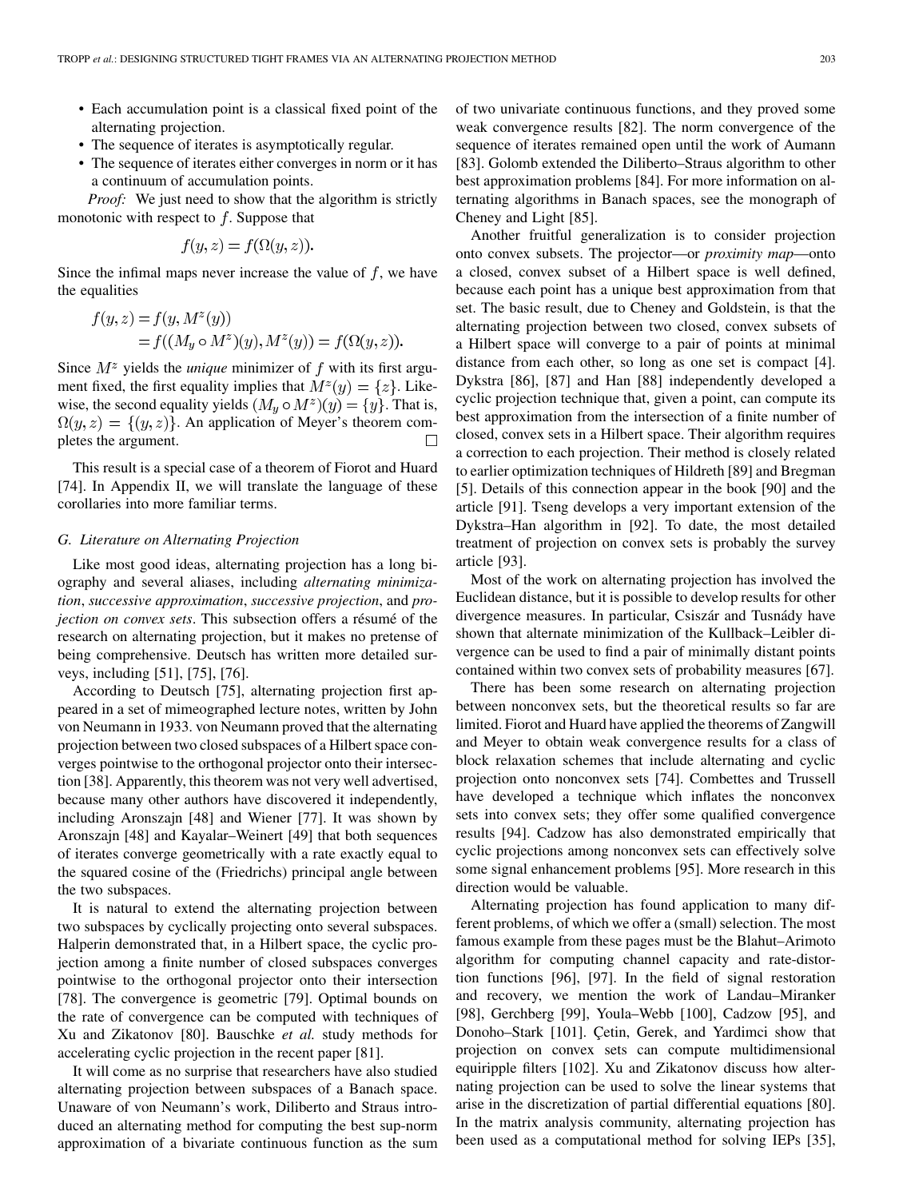- Each accumulation point is a classical fixed point of the alternating projection.
- The sequence of iterates is asymptotically regular.
- The sequence of iterates either converges in norm or it has a continuum of accumulation points.

*Proof:* We just need to show that the algorithm is strictly monotonic with respect to $f$. Suppose that

$$f(y,z) = f(\Omega(y,z)).$$

Since the infimal maps never increase the value of $f$, we have the equalities

$$\begin{aligned} f(y,z) &= f(y, M^z(y)) \\ &= f((M_y \circ M^z)(y), M^z(y)) = f(\Omega(y,z)). \end{aligned}$$

Since $M^z$ yields the *unique* minimizer of $f$ with its first argument fixed, the first equality implies that $M^z(y) = \{z\}$. Likewise, the second equality yields $(M_y \circ M^z)(y) = \{y\}$. That is, $\Omega(y,z) = \{(y,z)\}$. An application of Meyer's theorem completes the argument. □

This result is a special case of a theorem of Fiorot and Huard [74]. In Appendix II, we will translate the language of these corollaries into more familiar terms.

### G. Literature on Alternating Projection

Like most good ideas, alternating projection has a long biography and several aliases, including *alternating minimization*, *successive approximation*, *successive projection*, and *projection on convex sets*. This subsection offers a résumé of the research on alternating projection, but it makes no pretense of being comprehensive. Deutsch has written more detailed surveys, including [51], [75], [76].

According to Deutsch [75], alternating projection first appeared in a set of mimeographed lecture notes, written by John von Neumann in 1933. von Neumann proved that the alternating projection between two closed subspaces of a Hilbert space converges pointwise to the orthogonal projector onto their intersection [38]. Apparently, this theorem was not very well advertised, because many other authors have discovered it independently, including Aronszajn [48] and Wiener [77]. It was shown by Aronszajn [48] and Kayalar–Weinert [49] that both sequences of iterates converge geometrically with a rate exactly equal to the squared cosine of the (Friedrichs) principal angle between the two subspaces.

It is natural to extend the alternating projection between two subspaces by cyclically projecting onto several subspaces. Halperin demonstrated that, in a Hilbert space, the cyclic projection among a finite number of closed subspaces converges pointwise to the orthogonal projector onto their intersection [78]. The convergence is geometric [79]. Optimal bounds on the rate of convergence can be computed with techniques of Xu and Zikatonov [80]. Bauschke *et al.* study methods for accelerating cyclic projection in the recent paper [81].

It will come as no surprise that researchers have also studied alternating projection between subspaces of a Banach space. Unaware of von Neumann's work, Diliberto and Straus introduced an alternating method for computing the best sup-norm approximation of a bivariate continuous function as the sum of two univariate continuous functions, and they proved some weak convergence results [82]. The norm convergence of the sequence of iterates remained open until the work of Aumann [83]. Golomb extended the Diliberto–Straus algorithm to other best approximation problems [84]. For more information on alternating algorithms in Banach spaces, see the monograph of Cheney and Light [85].

Another fruitful generalization is to consider projection onto convex subsets. The projector—or *proximity map*—onto a closed, convex subset of a Hilbert space is well defined, because each point has a unique best approximation from that set. The basic result, due to Cheney and Goldstein, is that the alternating projection between two closed, convex subsets of a Hilbert space will converge to a pair of points at minimal distance from each other, so long as one set is compact [4]. Dykstra [86], [87] and Han [88] independently developed a cyclic projection technique that, given a point, can compute its best approximation from the intersection of a finite number of closed, convex sets in a Hilbert space. Their algorithm requires a correction to each projection. Their method is closely related to earlier optimization techniques of Hildreth [89] and Bregman [5]. Details of this connection appear in the book [90] and the article [91]. Tseng develops a very important extension of the Dykstra–Han algorithm in [92]. To date, the most detailed treatment of projection on convex sets is probably the survey article [93].

Most of the work on alternating projection has involved the Euclidean distance, but it is possible to develop results for other divergence measures. In particular, Csiszár and Tusnády have shown that alternate minimization of the Kullback–Leibler divergence can be used to find a pair of minimally distant points contained within two convex sets of probability measures [67].

There has been some research on alternating projection between nonconvex sets, but the theoretical results so far are limited. Fiorot and Huard have applied the theorems of Zangwill and Meyer to obtain weak convergence results for a class of block relaxation schemes that include alternating and cyclic projection onto nonconvex sets [74]. Combettes and Trussell have developed a technique which inflates the nonconvex sets into convex sets; they offer some qualified convergence results [94]. Cadzow has also demonstrated empirically that cyclic projections among nonconvex sets can effectively solve some signal enhancement problems [95]. More research in this direction would be valuable.

Alternating projection has found application to many different problems, of which we offer a (small) selection. The most famous example from these pages must be the Blahut–Arimoto algorithm for computing channel capacity and rate-distortion functions [96], [97]. In the field of signal restoration and recovery, we mention the work of Landau–Miranker [98], Gerchberg [99], Youla–Webb [100], Cadzow [95], and Donoho–Stark [101]. Çetin, Gerek, and Yardimci show that projection on convex sets can compute multidimensional equiripple filters [102]. Xu and Zikatonov discuss how alternating projection can be used to solve the linear systems that arise in the discretization of partial differential equations [80]. In the matrix analysis community, alternating projection has been used as a computational method for solving IEPs [35],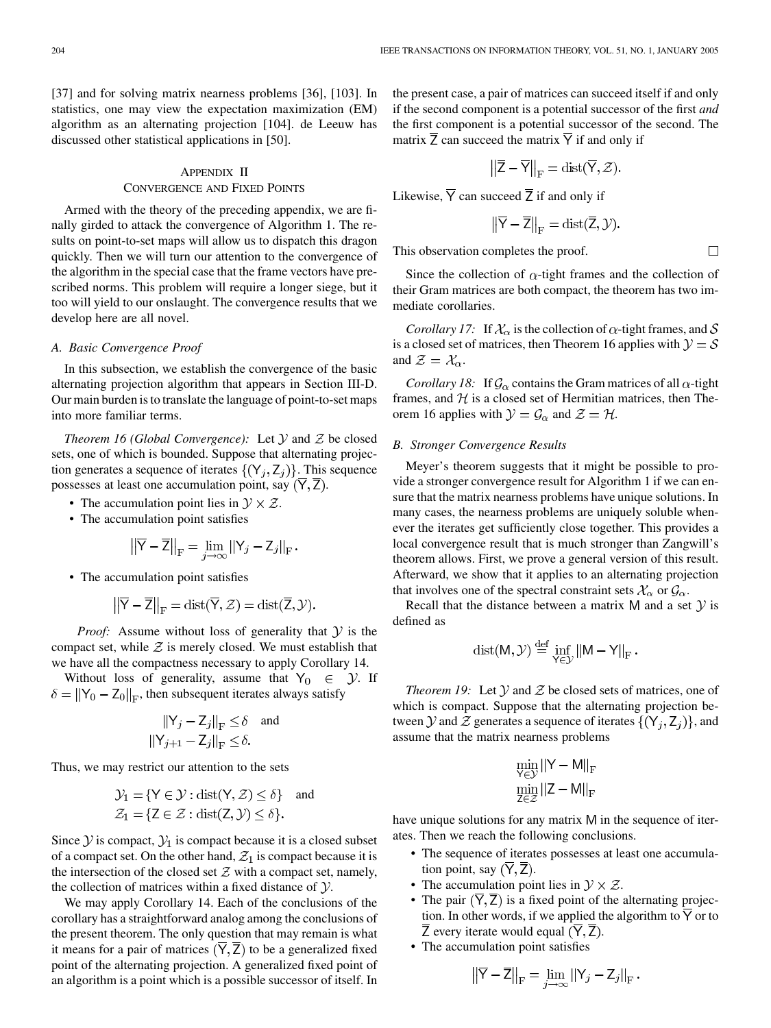[37] and for solving matrix nearness problems [36], [103]. In statistics, one may view the expectation maximization (EM) algorithm as an alternating projection [104]. de Leeuw has discussed other statistical applications in [50].

## Appendix II
## Convergence and Fixed Points

Armed with the theory of the preceding appendix, we are finally girded to attack the convergence of Algorithm 1. The results on point-to-set maps will allow us to dispatch this dragon quickly. Then we will turn our attention to the convergence of the algorithm in the special case that the frame vectors have prescribed norms. This problem will require a longer siege, but it too will yield to our onslaught. The convergence results that we develop here are all novel.

### A. Basic Convergence Proof

In this subsection, we establish the convergence of the basic alternating projection algorithm that appears in Section III-D. Our main burden is to translate the language of point-to-set maps into more familiar terms.

*Theorem 16 (Global Convergence):* Let $\mathcal{Y}$ and $\mathcal{Z}$ be closed sets, one of which is bounded. Suppose that alternating projection generates a sequence of iterates $\{(\mathsf{Y}_j, \mathsf{Z}_j)\}$. This sequence possesses at least one accumulation point, say $(\overline{\mathsf{Y}}, \overline{\mathsf{Z}})$.

- The accumulation point lies in $\mathcal{Y} \times \mathcal{Z}$.
- The accumulation point satisfies

$$\left\|\overline{\mathsf{Y}} - \overline{\mathsf{Z}}\right\|_{\mathrm{F}} = \lim_{j \to \infty} \|\mathsf{Y}_j - \mathsf{Z}_j\|_{\mathrm{F}}.$$

- The accumulation point satisfies

$$\left\|\overline{\mathsf{Y}} - \overline{\mathsf{Z}}\right\|_{\mathrm{F}} = \mathrm{dist}(\overline{\mathsf{Y}}, \mathcal{Z}) = \mathrm{dist}(\overline{\mathsf{Z}}, \mathcal{Y}).$$

*Proof:* Assume without loss of generality that $\mathcal{Y}$ is the compact set, while $\mathcal{Z}$ is merely closed. We must establish that we have all the compactness necessary to apply Corollary 14.

Without loss of generality, assume that $\mathsf{Y}_0 \in \mathcal{Y}$. If $\delta = \|\mathsf{Y}_0 - \mathsf{Z}_0\|_{\mathrm{F}}$, then subsequent iterates always satisfy

$$\|\mathsf{Y}_j - \mathsf{Z}_j\|_{\mathrm{F}} \leq \delta \quad \text{and}$$
$$\|\mathsf{Y}_{j+1} - \mathsf{Z}_j\|_{\mathrm{F}} \leq \delta.$$

Thus, we may restrict our attention to the sets

$$\mathcal{Y}_1 = \{\mathsf{Y} \in \mathcal{Y} : \mathrm{dist}(\mathsf{Y}, \mathcal{Z}) \leq \delta\} \quad \text{and}$$
$$\mathcal{Z}_1 = \{\mathsf{Z} \in \mathcal{Z} : \mathrm{dist}(\mathsf{Z}, \mathcal{Y}) \leq \delta\}.$$

Since $\mathcal{Y}$ is compact, $\mathcal{Y}_1$ is compact because it is a closed subset of a compact set. On the other hand, $\mathcal{Z}_1$ is compact because it is the intersection of the closed set $\mathcal{Z}$ with a compact set, namely, the collection of matrices within a fixed distance of $\mathcal{Y}$.

We may apply Corollary 14. Each of the conclusions of the corollary has a straightforward analog among the conclusions of the present theorem. The only question that may remain is what it means for a pair of matrices $(\overline{\mathsf{Y}}, \overline{\mathsf{Z}})$ to be a generalized fixed point of the alternating projection. A generalized fixed point of an algorithm is a point which is a possible successor of itself. In the present case, a pair of matrices can succeed itself if and only if the second component is a potential successor of the first *and* the first component is a potential successor of the second. The matrix $\overline{\mathsf{Z}}$ can succeed the matrix $\overline{\mathsf{Y}}$ if and only if

$$\left\|\overline{\mathsf{Z}} - \overline{\mathsf{Y}}\right\|_{\mathrm{F}} = \mathrm{dist}(\overline{\mathsf{Y}}, \mathcal{Z}).$$

Likewise, $\overline{\mathsf{Y}}$ can succeed $\overline{\mathsf{Z}}$ if and only if

$$\left\|\overline{\mathsf{Y}} - \overline{\mathsf{Z}}\right\|_{\mathrm{F}} = \mathrm{dist}(\overline{\mathsf{Z}}, \mathcal{Y}).$$

This observation completes the proof. □

Since the collection of $\alpha$-tight frames and the collection of their Gram matrices are both compact, the theorem has two immediate corollaries.

*Corollary 17:* If $\mathcal{X}_\alpha$ is the collection of $\alpha$-tight frames, and $\mathcal{S}$ is a closed set of matrices, then Theorem 16 applies with $\mathcal{Y} = \mathcal{S}$ and $\mathcal{Z} = \mathcal{X}_\alpha$.

*Corollary 18:* If $\mathcal{G}_\alpha$ contains the Gram matrices of all $\alpha$-tight frames, and $\mathcal{H}$ is a closed set of Hermitian matrices, then Theorem 16 applies with $\mathcal{Y} = \mathcal{G}_\alpha$ and $\mathcal{Z} = \mathcal{H}$.

### B. Stronger Convergence Results

Meyer's theorem suggests that it might be possible to provide a stronger convergence result for Algorithm 1 if we can ensure that the matrix nearness problems have unique solutions. In many cases, the nearness problems are uniquely soluble whenever the iterates get sufficiently close together. This provides a local convergence result that is much stronger than Zangwill's theorem allows. First, we prove a general version of this result. Afterward, we show that it applies to an alternating projection that involves one of the spectral constraint sets $\mathcal{X}_\alpha$ or $\mathcal{G}_\alpha$.

Recall that the distance between a matrix $\mathsf{M}$ and a set $\mathcal{Y}$ is defined as

$$\mathrm{dist}(\mathsf{M}, \mathcal{Y}) \stackrel{\text{def}}{=} \inf_{\mathsf{Y} \in \mathcal{Y}} \|\mathsf{M} - \mathsf{Y}\|_{\mathrm{F}}.$$

*Theorem 19:* Let $\mathcal{Y}$ and $\mathcal{Z}$ be closed sets of matrices, one of which is compact. Suppose that the alternating projection between $\mathcal{Y}$ and $\mathcal{Z}$ generates a sequence of iterates $\{(\mathsf{Y}_j, \mathsf{Z}_j)\}$, and assume that the matrix nearness problems

$$\min_{\mathsf{Y} \in \mathcal{Y}} \|\mathsf{Y} - \mathsf{M}\|_{\mathrm{F}}$$
$$\min_{\mathsf{Z} \in \mathcal{Z}} \|\mathsf{Z} - \mathsf{M}\|_{\mathrm{F}}$$

have unique solutions for any matrix $\mathsf{M}$ in the sequence of iterates. Then we reach the following conclusions.

- The sequence of iterates possesses at least one accumulation point, say $(\overline{\mathsf{Y}}, \overline{\mathsf{Z}})$.
- The accumulation point lies in $\mathcal{Y} \times \mathcal{Z}$.
- The pair $(\overline{\mathsf{Y}}, \overline{\mathsf{Z}})$ is a fixed point of the alternating projection. In other words, if we applied the algorithm to $\overline{\mathsf{Y}}$ or to $\overline{\mathsf{Z}}$ every iterate would equal $(\overline{\mathsf{Y}}, \overline{\mathsf{Z}})$.
- The accumulation point satisfies

$$\left\|\overline{\mathsf{Y}} - \overline{\mathsf{Z}}\right\|_{\mathrm{F}} = \lim_{j \to \infty} \|\mathsf{Y}_j - \mathsf{Z}_j\|_{\mathrm{F}}.$$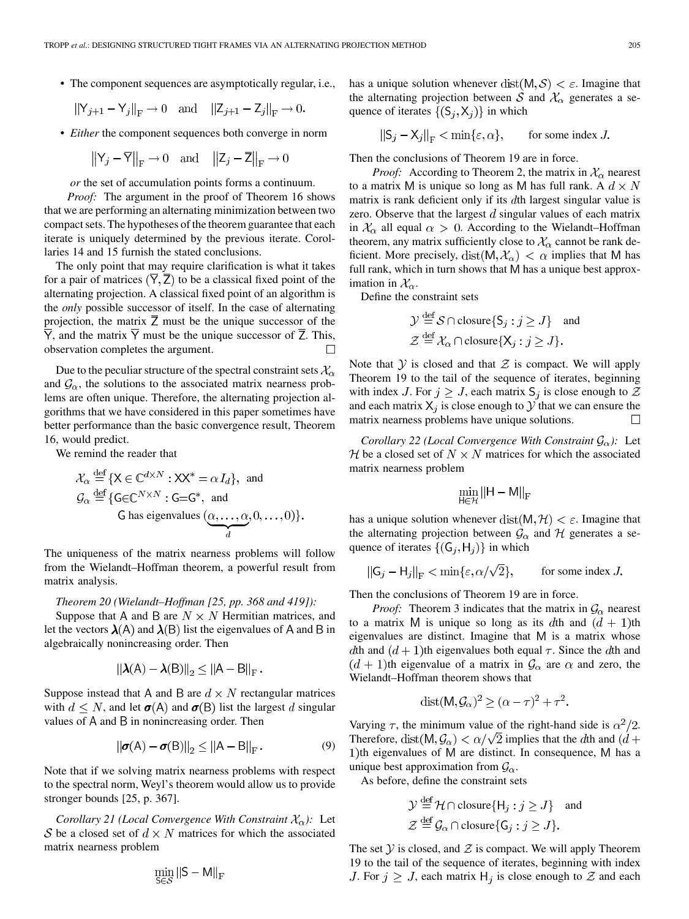- The component sequences are asymptotically regular, i.e.,

$$\|\mathsf{Y}_{j+1} - \mathsf{Y}_j\|_{\mathrm{F}} \to 0 \quad \text{and} \quad \|\mathsf{Z}_{j+1} - \mathsf{Z}_j\|_{\mathrm{F}} \to 0.$$

- *Either* the component sequences both converge in norm

$$\left\|\mathsf{Y}_j - \overline{\mathsf{Y}}\right\|_{\mathrm{F}} \to 0 \quad \text{and} \quad \left\|\mathsf{Z}_j - \overline{\mathsf{Z}}\right\|_{\mathrm{F}} \to 0$$

*or* the set of accumulation points forms a continuum.

*Proof:* The argument in the proof of Theorem 16 shows that we are performing an alternating minimization between two compact sets. The hypotheses of the theorem guarantee that each iterate is uniquely determined by the previous iterate. Corollaries 14 and 15 furnish the stated conclusions.

The only point that may require clarification is what it takes for a pair of matrices $(\overline{\mathsf{Y}}, \overline{\mathsf{Z}})$ to be a classical fixed point of the alternating projection. A classical fixed point of an algorithm is the *only* possible successor of itself. In the case of alternating projection, the matrix $\overline{\mathsf{Z}}$ must be the unique successor of the $\overline{\mathsf{Y}}$, and the matrix $\overline{\mathsf{Y}}$ must be the unique successor of $\overline{\mathsf{Z}}$. This, observation completes the argument. □

Due to the peculiar structure of the spectral constraint sets $\mathcal{X}_\alpha$ and $\mathcal{G}_\alpha$, the solutions to the associated matrix nearness problems are often unique. Therefore, the alternating projection algorithms that we have considered in this paper sometimes have better performance than the basic convergence result, Theorem 16, would predict.

We remind the reader that

$$\mathcal{X}_\alpha \stackrel{\text{def}}{=} \{\mathsf{X} \in \mathbb{C}^{d\times N} : \mathsf{X}\mathsf{X}^* = \alpha I_d\}, \text{ and}$$
$$\mathcal{G}_\alpha \stackrel{\text{def}}{=} \{\mathsf{G} \in \mathbb{C}^{N\times N} : \mathsf{G} = \mathsf{G}^*, \text{ and}$$
$$\mathsf{G} \text{ has eigenvalues } (\underbrace{\alpha, \ldots, \alpha}_{d}, 0, \ldots, 0)\}.$$

The uniqueness of the matrix nearness problems will follow from the Wielandt–Hoffman theorem, a powerful result from matrix analysis.

*Theorem 20 (Wielandt–Hoffman [25, pp. 368 and 419]):* Suppose that $\mathsf{A}$ and $\mathsf{B}$ are $N \times N$ Hermitian matrices, and let the vectors $\boldsymbol{\lambda}(\mathsf{A})$ and $\boldsymbol{\lambda}(\mathsf{B})$ list the eigenvalues of $\mathsf{A}$ and $\mathsf{B}$ in algebraically nonincreasing order. Then

$$\|\boldsymbol{\lambda}(\mathsf{A}) - \boldsymbol{\lambda}(\mathsf{B})\|_2 \le \|\mathsf{A} - \mathsf{B}\|_{\mathrm{F}}.$$

Suppose instead that $\mathsf{A}$ and $\mathsf{B}$ are $d \times N$ rectangular matrices with $d \le N$, and let $\boldsymbol{\sigma}(\mathsf{A})$ and $\boldsymbol{\sigma}(\mathsf{B})$ list the largest $d$ singular values of $\mathsf{A}$ and $\mathsf{B}$ in nonincreasing order. Then

$$\|\boldsymbol{\sigma}(\mathsf{A}) - \boldsymbol{\sigma}(\mathsf{B})\|_2 \le \|\mathsf{A} - \mathsf{B}\|_{\mathrm{F}}. \tag{9}$$

Note that if we solving matrix nearness problems with respect to the spectral norm, Weyl's theorem would allow us to provide stronger bounds [25, p. 367].

*Corollary 21 (Local Convergence With Constraint $\mathcal{X}_\alpha$):* Let $\mathcal{S}$ be a closed set of $d \times N$ matrices for which the associated matrix nearness problem

$$\min_{\mathsf{S}\in\mathcal{S}} \|\mathsf{S} - \mathsf{M}\|_{\mathrm{F}}$$

has a unique solution whenever $\operatorname{dist}(\mathsf{M}, \mathcal{S}) < \varepsilon$. Imagine that the alternating projection between $\mathcal{S}$ and $\mathcal{X}_\alpha$ generates a sequence of iterates $\{(\mathsf{S}_j, \mathsf{X}_j)\}$ in which

$$\|\mathsf{S}_j - \mathsf{X}_j\|_{\mathrm{F}} < \min\{\varepsilon, \alpha\}, \qquad \text{for some index } J.$$

Then the conclusions of Theorem 19 are in force.

*Proof:* According to Theorem 2, the matrix in $\mathcal{X}_\alpha$ nearest to a matrix $\mathsf{M}$ is unique so long as $\mathsf{M}$ has full rank. A $d \times N$ matrix is rank deficient only if its $d$th largest singular value is zero. Observe that the largest $d$ singular values of each matrix in $\mathcal{X}_\alpha$ all equal $\alpha > 0$. According to the Wielandt–Hoffman theorem, any matrix sufficiently close to $\mathcal{X}_\alpha$ cannot be rank deficient. More precisely, $\operatorname{dist}(\mathsf{M}, \mathcal{X}_\alpha) < \alpha$ implies that $\mathsf{M}$ has full rank, which in turn shows that $\mathsf{M}$ has a unique best approximation in $\mathcal{X}_\alpha$.

Define the constraint sets

$$\mathcal{Y} \stackrel{\text{def}}{=} \mathcal{S} \cap \operatorname{closure}\{\mathsf{S}_j : j \ge J\} \quad \text{and}$$
$$\mathcal{Z} \stackrel{\text{def}}{=} \mathcal{X}_\alpha \cap \operatorname{closure}\{\mathsf{X}_j : j \ge J\}.$$

Note that $\mathcal{Y}$ is closed and that $\mathcal{Z}$ is compact. We will apply Theorem 19 to the tail of the sequence of iterates, beginning with index $J$. For $j \ge J$, each matrix $\mathsf{S}_j$ is close enough to $\mathcal{Z}$ and each matrix $\mathsf{X}_j$ is close enough to $\mathcal{Y}$ that we can ensure the matrix nearness problems have unique solutions. □

*Corollary 22 (Local Convergence With Constraint $\mathcal{G}_\alpha$):* Let $\mathcal{H}$ be a closed set of $N \times N$ matrices for which the associated matrix nearness problem

$$\min_{\mathsf{H}\in\mathcal{H}} \|\mathsf{H} - \mathsf{M}\|_{\mathrm{F}}$$

has a unique solution whenever $\operatorname{dist}(\mathsf{M}, \mathcal{H}) < \varepsilon$. Imagine that the alternating projection between $\mathcal{G}_\alpha$ and $\mathcal{H}$ generates a sequence of iterates $\{(\mathsf{G}_j, \mathsf{H}_j)\}$ in which

$$\|\mathsf{G}_j - \mathsf{H}_j\|_{\mathrm{F}} < \min\{\varepsilon, \alpha/\sqrt{2}\}, \qquad \text{for some index } J.$$

Then the conclusions of Theorem 19 are in force.

*Proof:* Theorem 3 indicates that the matrix in $\mathcal{G}_\alpha$ nearest to a matrix $\mathsf{M}$ is unique so long as its $d$th and $(d+1)$th eigenvalues are distinct. Imagine that $\mathsf{M}$ is a matrix whose $d$th and $(d+1)$th eigenvalues both equal $\tau$. Since the $d$th and $(d+1)$th eigenvalue of a matrix in $\mathcal{G}_\alpha$ are $\alpha$ and zero, the Wielandt–Hoffman theorem shows that

$$\operatorname{dist}(\mathsf{M}, \mathcal{G}_\alpha)^2 \ge (\alpha - \tau)^2 + \tau^2.$$

Varying $\tau$, the minimum value of the right-hand side is $\alpha^2/2$. Therefore, $\operatorname{dist}(\mathsf{M}, \mathcal{G}_\alpha) < \alpha/\sqrt{2}$ implies that the $d$th and $(d+1)$th eigenvalues of $\mathsf{M}$ are distinct. In consequence, $\mathsf{M}$ has a unique best approximation from $\mathcal{G}_\alpha$.

As before, define the constraint sets

$$\mathcal{Y} \stackrel{\text{def}}{=} \mathcal{H} \cap \operatorname{closure}\{\mathsf{H}_j : j \ge J\} \quad \text{and}$$
$$\mathcal{Z} \stackrel{\text{def}}{=} \mathcal{G}_\alpha \cap \operatorname{closure}\{\mathsf{G}_j : j \ge J\}.$$

The set $\mathcal{Y}$ is closed, and $\mathcal{Z}$ is compact. We will apply Theorem 19 to the tail of the sequence of iterates, beginning with index $J$. For $j \ge J$, each matrix $\mathsf{H}_j$ is close enough to $\mathcal{Z}$ and each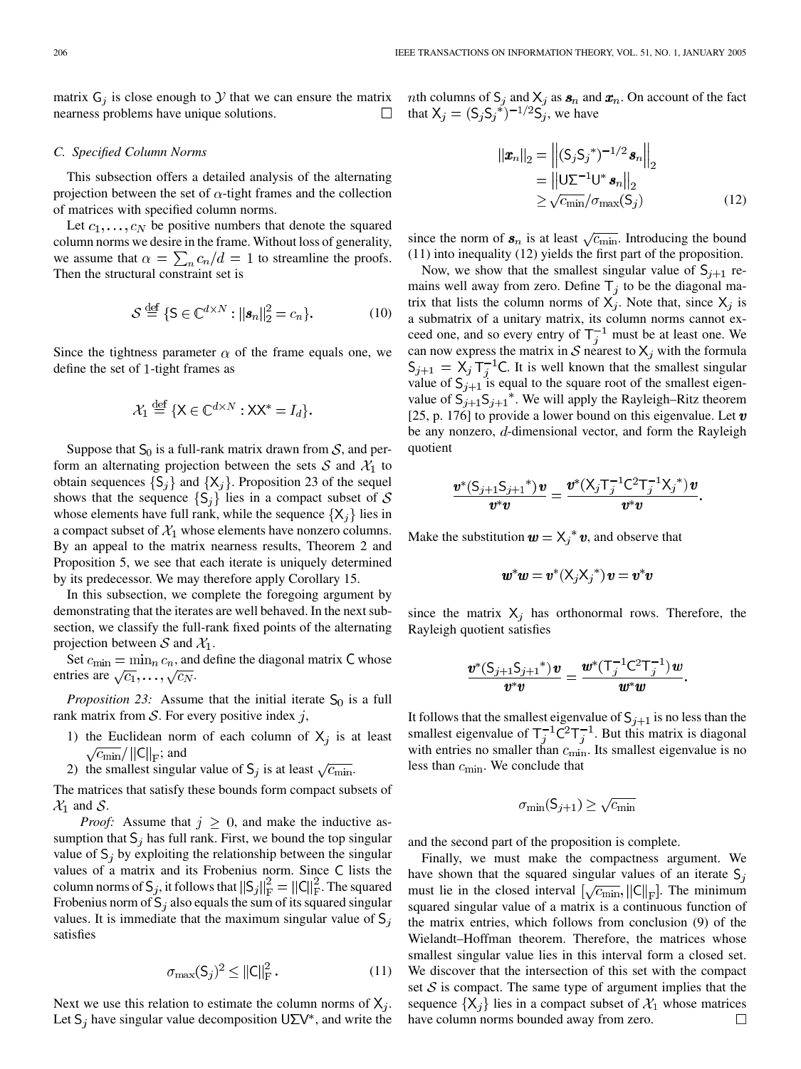matrix $\mathsf{G}_j$ is close enough to $\mathcal{Y}$ that we can ensure the matrix nearness problems have unique solutions. $\square$

### C. Specified Column Norms

This subsection offers a detailed analysis of the alternating projection between the set of $\alpha$-tight frames and the collection of matrices with specified column norms.

Let $c_1, \ldots, c_N$ be positive numbers that denote the squared column norms we desire in the frame. Without loss of generality, we assume that $\alpha = \sum_n c_n / d = 1$ to streamline the proofs. Then the structural constraint set is

$$\mathcal{S} \overset{\text{def}}{=} \{\mathsf{S} \in \mathbb{C}^{d \times N} : \|\boldsymbol{s}_n\|_2^2 = c_n\}. \tag{10}$$

Since the tightness parameter $\alpha$ of the frame equals one, we define the set of 1-tight frames as

$$\mathcal{X}_1 \overset{\text{def}}{=} \{\mathsf{X} \in \mathbb{C}^{d \times N} : \mathsf{X}\mathsf{X}^* = I_d\}.$$

Suppose that $\mathsf{S}_0$ is a full-rank matrix drawn from $\mathcal{S}$, and perform an alternating projection between the sets $\mathcal{S}$ and $\mathcal{X}_1$ to obtain sequences $\{\mathsf{S}_j\}$ and $\{\mathsf{X}_j\}$. Proposition 23 of the sequel shows that the sequence $\{\mathsf{S}_j\}$ lies in a compact subset of $\mathcal{S}$ whose elements have full rank, while the sequence $\{\mathsf{X}_j\}$ lies in a compact subset of $\mathcal{X}_1$ whose elements have nonzero columns. By an appeal to the matrix nearness results, Theorem 2 and Proposition 5, we see that each iterate is uniquely determined by its predecessor. We may therefore apply Corollary 15.

In this subsection, we complete the foregoing argument by demonstrating that the iterates are well behaved. In the next subsection, we classify the full-rank fixed points of the alternating projection between $\mathcal{S}$ and $\mathcal{X}_1$.

Set $c_{\min} = \min_n c_n$, and define the diagonal matrix $\mathsf{C}$ whose entries are $\sqrt{c_1}, \ldots, \sqrt{c_N}$.

*Proposition 23:* Assume that the initial iterate $\mathsf{S}_0$ is a full rank matrix from $\mathcal{S}$. For every positive index $j$,

1) the Euclidean norm of each column of $\mathsf{X}_j$ is at least $\sqrt{c_{\min}}/\|\mathsf{C}\|_{\mathrm{F}}$; and
2) the smallest singular value of $\mathsf{S}_j$ is at least $\sqrt{c_{\min}}$.

The matrices that satisfy these bounds form compact subsets of $\mathcal{X}_1$ and $\mathcal{S}$.

*Proof:* Assume that $j \geq 0$, and make the inductive assumption that $\mathsf{S}_j$ has full rank. First, we bound the top singular value of $\mathsf{S}_j$ by exploiting the relationship between the singular values of a matrix and its Frobenius norm. Since $\mathsf{C}$ lists the column norms of $\mathsf{S}_j$, it follows that $\|\mathsf{S}_j\|_{\mathrm{F}}^2 = \|\mathsf{C}\|_{\mathrm{F}}^2$. The squared Frobenius norm of $\mathsf{S}_j$ also equals the sum of its squared singular values. It is immediate that the maximum singular value of $\mathsf{S}_j$ satisfies

$$\sigma_{\max}(\mathsf{S}_j)^2 \leq \|\mathsf{C}\|_{\mathrm{F}}^2. \tag{11}$$

Next we use this relation to estimate the column norms of $\mathsf{X}_j$. Let $\mathsf{S}_j$ have singular value decomposition $\mathsf{U}\Sigma\mathsf{V}^*$, and write the $n$th columns of $\mathsf{S}_j$ and $\mathsf{X}_j$ as $\boldsymbol{s}_n$ and $\boldsymbol{x}_n$. On account of the fact that $\mathsf{X}_j = (\mathsf{S}_j\mathsf{S}_j^*)^{-1/2}\mathsf{S}_j$, we have

$$\begin{aligned}
\|\boldsymbol{x}_n\|_2 &= \left\|(\mathsf{S}_j\mathsf{S}_j^*)^{-1/2}\boldsymbol{s}_n\right\|_2 \\
&= \left\|\mathsf{U}\Sigma^{-1}\mathsf{U}^*\boldsymbol{s}_n\right\|_2 \\
&\geq \sqrt{c_{\min}}/\sigma_{\max}(\mathsf{S}_j)
\end{aligned} \tag{12}$$

since the norm of $\boldsymbol{s}_n$ is at least $\sqrt{c_{\min}}$. Introducing the bound (11) into inequality (12) yields the first part of the proposition.

Now, we show that the smallest singular value of $\mathsf{S}_{j+1}$ remains well away from zero. Define $\mathsf{T}_j$ to be the diagonal matrix that lists the column norms of $\mathsf{X}_j$. Note that, since $\mathsf{X}_j$ is a submatrix of a unitary matrix, its column norms cannot exceed one, and so every entry of $\mathsf{T}_j^{-1}$ must be at least one. We can now express the matrix in $\mathcal{S}$ nearest to $\mathsf{X}_j$ with the formula $\mathsf{S}_{j+1} = \mathsf{X}_j\mathsf{T}_j^{-1}\mathsf{C}$. It is well known that the smallest singular value of $\mathsf{S}_{j+1}$ is equal to the square root of the smallest eigenvalue of $\mathsf{S}_{j+1}\mathsf{S}_{j+1}^*$. We will apply the Rayleigh–Ritz theorem [25, p. 176] to provide a lower bound on this eigenvalue. Let $\boldsymbol{v}$ be any nonzero, $d$-dimensional vector, and form the Rayleigh quotient

$$\frac{\boldsymbol{v}^*(\mathsf{S}_{j+1}\mathsf{S}_{j+1}^*)\boldsymbol{v}}{\boldsymbol{v}^*\boldsymbol{v}} = \frac{\boldsymbol{v}^*(\mathsf{X}_j\mathsf{T}_j^{-1}\mathsf{C}^2\mathsf{T}_j^{-1}\mathsf{X}_j^*)\boldsymbol{v}}{\boldsymbol{v}^*\boldsymbol{v}}.$$

Make the substitution $\boldsymbol{w} = \mathsf{X}_j^*\boldsymbol{v}$, and observe that

$$\boldsymbol{w}^*\boldsymbol{w} = \boldsymbol{v}^*(\mathsf{X}_j\mathsf{X}_j^*)\boldsymbol{v} = \boldsymbol{v}^*\boldsymbol{v}$$

since the matrix $\mathsf{X}_j$ has orthonormal rows. Therefore, the Rayleigh quotient satisfies

$$\frac{\boldsymbol{v}^*(\mathsf{S}_{j+1}\mathsf{S}_{j+1}^*)\boldsymbol{v}}{\boldsymbol{v}^*\boldsymbol{v}} = \frac{\boldsymbol{w}^*(\mathsf{T}_j^{-1}\mathsf{C}^2\mathsf{T}_j^{-1})\boldsymbol{w}}{\boldsymbol{w}^*\boldsymbol{w}}.$$

It follows that the smallest eigenvalue of $\mathsf{S}_{j+1}$ is no less than the smallest eigenvalue of $\mathsf{T}_j^{-1}\mathsf{C}^2\mathsf{T}_j^{-1}$. But this matrix is diagonal with entries no smaller than $c_{\min}$. Its smallest eigenvalue is no less than $c_{\min}$. We conclude that

$$\sigma_{\min}(\mathsf{S}_{j+1}) \geq \sqrt{c_{\min}}$$

and the second part of the proposition is complete.

Finally, we must make the compactness argument. We have shown that the squared singular values of an iterate $\mathsf{S}_j$ must lie in the closed interval $[\sqrt{c_{\min}}, \|\mathsf{C}\|_{\mathrm{F}}]$. The minimum squared singular value of a matrix is a continuous function of the matrix entries, which follows from conclusion (9) of the Wielandt–Hoffman theorem. Therefore, the matrices whose smallest singular value lies in this interval form a closed set. We discover that the intersection of this set with the compact set $\mathcal{S}$ is compact. The same type of argument implies that the sequence $\{\mathsf{X}_j\}$ lies in a compact subset of $\mathcal{X}_1$ whose matrices have column norms bounded away from zero. $\square$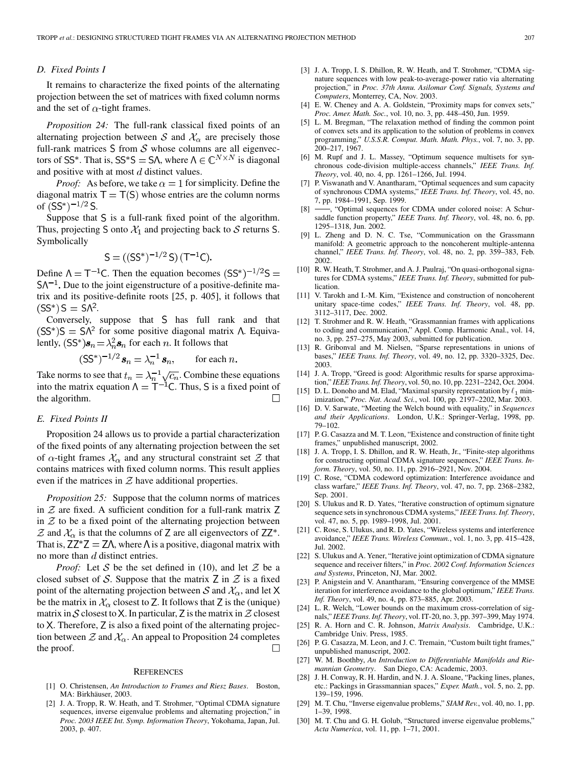### D. Fixed Points I

It remains to characterize the fixed points of the alternating projection between the set of matrices with fixed column norms and the set of $\alpha$-tight frames.

*Proposition 24:* The full-rank classical fixed points of an alternating projection between $\mathcal{S}$ and $\mathcal{X}_\alpha$ are precisely those full-rank matrices $\mathsf{S}$ from $\mathcal{S}$ whose columns are all eigenvectors of $\mathsf{SS}^*$. That is, $\mathsf{SS}^*\mathsf{S} = \mathsf{S}\Lambda$, where $\Lambda \in \mathbb{C}^{N\times N}$ is diagonal and positive with at most $d$ distinct values.

*Proof:* As before, we take $\alpha = 1$ for simplicity. Define the diagonal matrix $\mathsf{T} = \mathsf{T}(\mathsf{S})$ whose entries are the column norms of $(\mathsf{SS}^*)^{-1/2}\mathsf{S}$.

Suppose that $\mathsf{S}$ is a full-rank fixed point of the algorithm. Thus, projecting $\mathsf{S}$ onto $\mathcal{X}_1$ and projecting back to $\mathcal{S}$ returns $\mathsf{S}$. Symbolically

$$\mathsf{S} = ((\mathsf{SS}^*)^{-1/2}\,\mathsf{S})\,(\mathsf{T}^{-1}\mathsf{C}).$$

Define $\Lambda = \mathsf{T}^{-1}\mathsf{C}$. Then the equation becomes $(\mathsf{SS}^*)^{-1/2}\mathsf{S} = \mathsf{S}\Lambda^{-1}$. Due to the joint eigenstructure of a positive-definite matrix and its positive-definite roots [25, p. 405], it follows that $(\mathsf{SS}^*)\,\mathsf{S} = \mathsf{S}\Lambda^2$.

Conversely, suppose that $\mathsf{S}$ has full rank and that $(\mathsf{SS}^*)\mathsf{S} = \mathsf{S}\Lambda^2$ for some positive diagonal matrix $\Lambda$. Equivalently, $(\mathsf{SS}^*)\boldsymbol{s}_n = \lambda_n^2 \boldsymbol{s}_n$ for each $n$. It follows that

$$(\mathsf{SS}^*)^{-1/2}\,\boldsymbol{s}_n = \lambda_n^{-1}\,\boldsymbol{s}_n, \qquad \text{for each } n.$$

Take norms to see that $t_n = \lambda_n^{-1}\sqrt{c_n}$. Combine these equations into the matrix equation $\Lambda = \mathsf{T}^{-1}\mathsf{C}$. Thus, $\mathsf{S}$ is a fixed point of the algorithm. □

### E. Fixed Points II

Proposition 24 allows us to provide a partial characterization of the fixed points of any alternating projection between the set of $\alpha$-tight frames $\mathcal{X}_\alpha$ and any structural constraint set $\mathcal{Z}$ that contains matrices with fixed column norms. This result applies even if the matrices in $\mathcal{Z}$ have additional properties.

*Proposition 25:* Suppose that the column norms of matrices in $\mathcal{Z}$ are fixed. A sufficient condition for a full-rank matrix $\mathsf{Z}$ in $\mathcal{Z}$ to be a fixed point of the alternating projection between $\mathcal{Z}$ and $\mathcal{X}_\alpha$ is that the columns of $\mathsf{Z}$ are all eigenvectors of $\mathsf{ZZ}^*$. That is, $\mathsf{ZZ}^*\mathsf{Z} = \mathsf{Z}\Lambda$, where $\Lambda$ is a positive, diagonal matrix with no more than $d$ distinct entries.

*Proof:* Let $\mathcal{S}$ be the set defined in (10), and let $\mathcal{Z}$ be a closed subset of $\mathcal{S}$. Suppose that the matrix $\mathsf{Z}$ in $\mathcal{Z}$ is a fixed point of the alternating projection between $\mathcal{S}$ and $\mathcal{X}_\alpha$, and let $\mathsf{X}$ be the matrix in $\mathcal{X}_\alpha$ closest to $\mathsf{Z}$. It follows that $\mathsf{Z}$ is the (unique) matrix in $\mathcal{S}$ closest to $\mathsf{X}$. In particular, $\mathsf{Z}$ is the matrix in $\mathcal{Z}$ closest to $\mathsf{X}$. Therefore, $\mathsf{Z}$ is also a fixed point of the alternating projection between $\mathcal{Z}$ and $\mathcal{X}_\alpha$. An appeal to Proposition 24 completes the proof. □

## References

[1] O. Christensen, *An Introduction to Frames and Riesz Bases*. Boston, MA: Birkhäuser, 2003.

[2] J. A. Tropp, R. W. Heath, and T. Strohmer, "Optimal CDMA signature sequences, inverse eigenvalue problems and alternating projection," in *Proc. 2003 IEEE Int. Symp. Information Theory*, Yokohama, Japan, Jul. 2003, p. 407.

[3] J. A. Tropp, I. S. Dhillon, R. W. Heath, and T. Strohmer, "CDMA signature sequences with low peak-to-average-power ratio via alternating projection," in *Proc. 37th Annu. Asilomar Conf. Signals, Systems and Computers*, Monterrey, CA, Nov. 2003.

[4] E. W. Cheney and A. A. Goldstein, "Proximity maps for convex sets," *Proc. Amer. Math. Soc.*, vol. 10, no. 3, pp. 448–450, Jun. 1959.

[5] L. M. Bregman, "The relaxation method of finding the common point of convex sets and its application to the solution of problems in convex programming," *U.S.S.R. Comput. Math. Math. Phys.*, vol. 7, no. 3, pp. 200–217, 1967.

[6] M. Rupf and J. L. Massey, "Optimum sequence multisets for synchronous code-division multiple-access channels," *IEEE Trans. Inf. Theory*, vol. 40, no. 4, pp. 1261–1266, Jul. 1994.

[7] P. Viswanath and V. Anantharam, "Optimal sequences and sum capacity of synchronous CDMA systems," *IEEE Trans. Inf. Theory*, vol. 45, no. 7, pp. 1984–1991, Sep. 1999.

[8] ——, "Optimal sequences for CDMA under colored noise: A Schur-saddle function property," *IEEE Trans. Inf. Theory*, vol. 48, no. 6, pp. 1295–1318, Jun. 2002.

[9] L. Zheng and D. N. C. Tse, "Communication on the Grassmann manifold: A geometric approach to the noncoherent multiple-antenna channel," *IEEE Trans. Inf. Theory*, vol. 48, no. 2, pp. 359–383, Feb. 2002.

[10] R. W. Heath, T. Strohmer, and A. J. Paulraj, "On quasi-orthogonal signatures for CDMA systems," *IEEE Trans. Inf. Theory*, submitted for publication.

[11] V. Tarokh and I.-M. Kim, "Existence and construction of noncoherent unitary space-time codes," *IEEE Trans. Inf. Theory*, vol. 48, pp. 3112–3117, Dec. 2002.

[12] T. Strohmer and R. W. Heath, "Grassmannian frames with applications to coding and communication," Appl. Comp. Harmonic Anal., vol. 14, no. 3, pp. 257–275, May 2003, submitted for publication.

[13] R. Gribonval and M. Nielsen, "Sparse representations in unions of bases," *IEEE Trans. Inf. Theory*, vol. 49, no. 12, pp. 3320–3325, Dec. 2003.

[14] J. A. Tropp, "Greed is good: Algorithmic results for sparse approximation," *IEEE Trans. Inf. Theory*, vol. 50, no. 10, pp. 2231–2242, Oct. 2004.

[15] D. L. Donoho and M. Elad, "Maximal sparsity representation by $\ell_1$ minimization," *Proc. Nat. Acad. Sci.*, vol. 100, pp. 2197–2202, Mar. 2003.

[16] D. V. Sarwate, "Meeting the Welch bound with equality," in *Sequences and their Applications*. London, U.K.: Springer-Verlag, 1998, pp. 79–102.

[17] P. G. Casazza and M. T. Leon, "Existence and construction of finite tight frames," unpublished manuscript, 2002.

[18] J. A. Tropp, I. S. Dhillon, and R. W. Heath, Jr., "Finite-step algorithms for constructing optimal CDMA signature sequences," *IEEE Trans. Inform. Theory*, vol. 50, no. 11, pp. 2916–2921, Nov. 2004.

[19] C. Rose, "CDMA codeword optimization: Interference avoidance and class warfare," *IEEE Trans. Inf. Theory*, vol. 47, no. 7, pp. 2368–2382, Sep. 2001.

[20] S. Ulukus and R. D. Yates, "Iterative construction of optimum signature sequence sets in synchronous CDMA systems," *IEEE Trans. Inf. Theory*, vol. 47, no. 5, pp. 1989–1998, Jul. 2001.

[21] C. Rose, S. Ulukus, and R. D. Yates, "Wireless systems and interference avoidance," *IEEE Trans. Wireless Commun.*, vol. 1, no. 3, pp. 415–428, Jul. 2002.

[22] S. Ulukus and A. Yener, "Iterative joint optimization of CDMA signature sequence and receiver filters," in *Proc. 2002 Conf. Information Sciences and Systems*, Princeton, NJ, Mar. 2002.

[23] P. Anigstein and V. Anantharam, "Ensuring convergence of the MMSE iteration for interference avoidance to the global optimum," *IEEE Trans. Inf. Theory*, vol. 49, no. 4, pp. 873–885, Apr. 2003.

[24] L. R. Welch, "Lower bounds on the maximum cross-correlation of signals," *IEEE Trans. Inf. Theory*, vol. IT-20, no. 3, pp. 397–399, May 1974.

[25] R. A. Horn and C. R. Johnson, *Matrix Analysis*. Cambridge, U.K.: Cambridge Univ. Press, 1985.

[26] P. G. Casazza, M. Leon, and J. C. Tremain, "Custom built tight frames," unpublished manuscript, 2002.

[27] W. M. Boothby, *An Introduction to Differentiable Manifolds and Riemannian Geometry*. San Diego, CA: Academic, 2003.

[28] J. H. Conway, R. H. Hardin, and N. J. A. Sloane, "Packing lines, planes, etc.: Packings in Grassmannian spaces," *Exper. Math.*, vol. 5, no. 2, pp. 139–159, 1996.

[29] M. T. Chu, "Inverse eigenvalue problems," *SIAM Rev.*, vol. 40, no. 1, pp. 1–39, 1998.

[30] M. T. Chu and G. H. Golub, "Structured inverse eigenvalue problems," *Acta Numerica*, vol. 11, pp. 1–71, 2001.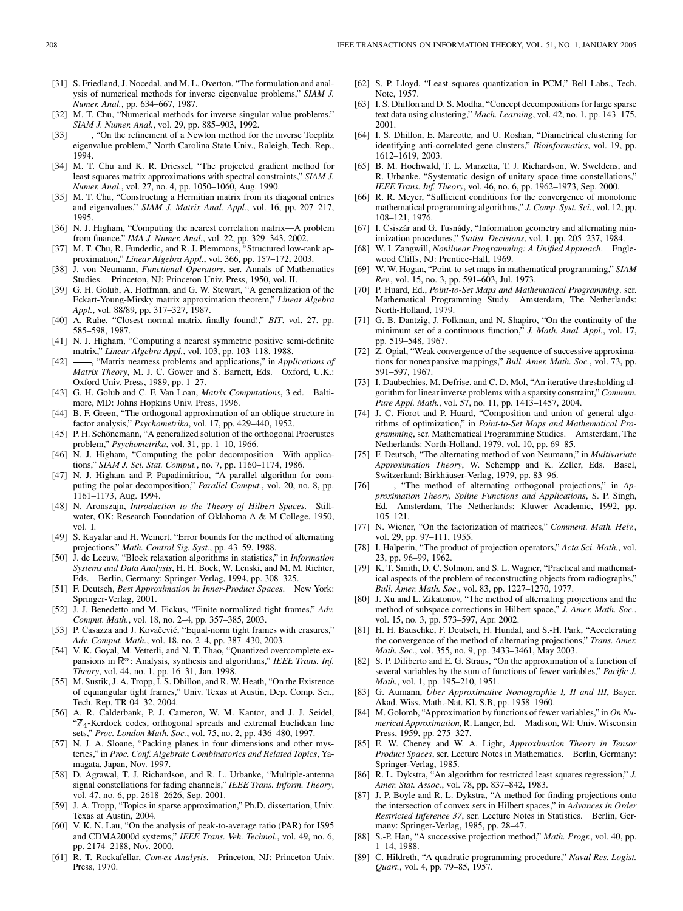[31] S. Friedland, J. Nocedal, and M. L. Overton, "The formulation and analysis of numerical methods for inverse eigenvalue problems," *SIAM J. Numer. Anal.*, pp. 634–667, 1987.

[32] M. T. Chu, "Numerical methods for inverse singular value problems," *SIAM J. Numer. Anal.*, vol. 29, pp. 885–903, 1992.

[33] ——, "On the refinement of a Newton method for the inverse Toeplitz eigenvalue problem," North Carolina State Univ., Raleigh, Tech. Rep., 1994.

[34] M. T. Chu and K. R. Driessel, "The projected gradient method for least squares matrix approximations with spectral constraints," *SIAM J. Numer. Anal.*, vol. 27, no. 4, pp. 1050–1060, Aug. 1990.

[35] M. T. Chu, "Constructing a Hermitian matrix from its diagonal entries and eigenvalues," *SIAM J. Matrix Anal. Appl.*, vol. 16, pp. 207–217, 1995.

[36] N. J. Higham, "Computing the nearest correlation matrix—A problem from finance," *IMA J. Numer. Anal.*, vol. 22, pp. 329–343, 2002.

[37] M. T. Chu, R. Funderlic, and R. J. Plemmons, "Structured low-rank approximation," *Linear Algebra Appl.*, vol. 366, pp. 157–172, 2003.

[38] J. von Neumann, *Functional Operators*, ser. Annals of Mathematics Studies. Princeton, NJ: Princeton Univ. Press, 1950, vol. II.

[39] G. H. Golub, A. Hoffman, and G. W. Stewart, "A generalization of the Eckart-Young-Mirsky matrix approximation theorem," *Linear Algebra Appl.*, vol. 88/89, pp. 317–327, 1987.

[40] A. Ruhe, "Closest normal matrix finally found!," *BIT*, vol. 27, pp. 585–598, 1987.

[41] N. J. Higham, "Computing a nearest symmetric positive semi-definite matrix," *Linear Algebra Appl.*, vol. 103, pp. 103–118, 1988.

[42] ——, "Matrix nearness problems and applications," in *Applications of Matrix Theory*, M. J. C. Gower and S. Barnett, Eds. Oxford, U.K.: Oxford Univ. Press, 1989, pp. 1–27.

[43] G. H. Golub and C. F. Van Loan, *Matrix Computations*, 3 ed. Baltimore, MD: Johns Hopkins Univ. Press, 1996.

[44] B. F. Green, "The orthogonal approximation of an oblique structure in factor analysis," *Psychometrika*, vol. 17, pp. 429–440, 1952.

[45] P. H. Schönemann, "A generalized solution of the orthogonal Procrustes problem," *Psychometrika*, vol. 31, pp. 1–10, 1966.

[46] N. J. Higham, "Computing the polar decomposition—With applications," *SIAM J. Sci. Stat. Comput.*, vol. 7, pp. 1160–1174, 1986.

[47] N. J. Higham and P. Papadimitriou, "A parallel algorithm for computing the polar decomposition," *Parallel Comput.*, vol. 20, no. 8, pp. 1161–1173, Aug. 1994.

[48] N. Aronszajn, *Introduction to the Theory of Hilbert Spaces*. Stillwater, OK: Research Foundation of Oklahoma A & M College, 1950, vol. I.

[49] S. Kayalar and H. Weinert, "Error bounds for the method of alternating projections," *Math. Control Sig. Syst.*, pp. 43–59, 1988.

[50] J. de Leeuw, "Block relaxation algorithms in statistics," in *Information Systems and Data Analysis*, H. H. Bock, W. Lenski, and M. M. Richter, Eds. Berlin, Germany: Springer-Verlag, 1994, pp. 308–325.

[51] F. Deutsch, *Best Approximation in Inner-Product Spaces*. New York: Springer-Verlag, 2001.

[52] J. J. Benedetto and M. Fickus, "Finite normalized tight frames," *Adv. Comput. Math.*, vol. 18, no. 2–4, pp. 357–385, 2003.

[53] P. Casazza and J. Kovačević, "Equal-norm tight frames with erasures," *Adv. Comput. Math.*, vol. 18, no. 2–4, pp. 387–430, 2003.

[54] V. K. Goyal, M. Vetterli, and N. T. Thao, "Quantized overcomplete expansions in $\mathbb{R}^n$: Analysis, synthesis and algorithms," *IEEE Trans. Inf. Theory*, vol. 44, no. 1, pp. 16–31, Jan. 1998.

[55] M. Sustik, J. A. Tropp, I. S. Dhillon, and R. W. Heath, "On the Existence of equiangular tight frames," Univ. Texas at Austin, Dep. Comp. Sci., Tech. Rep. TR 04–32, 2004.

[56] A. R. Calderbank, P. J. Cameron, W. M. Kantor, and J. J. Seidel, "$\mathbb{Z}_4$-Kerdock codes, orthogonal spreads and extremal Euclidean line sets," *Proc. London Math. Soc.*, vol. 75, no. 2, pp. 436–480, 1997.

[57] N. J. A. Sloane, "Packing planes in four dimensions and other mysteries," in *Proc. Conf. Algebraic Combinatorics and Related Topics*, Yamagata, Japan, Nov. 1997.

[58] D. Agrawal, T. J. Richardson, and R. L. Urbanke, "Multiple-antenna signal constellations for fading channels," *IEEE Trans. Inform. Theory*, vol. 47, no. 6, pp. 2618–2626, Sep. 2001.

[59] J. A. Tropp, "Topics in sparse approximation," Ph.D. dissertation, Univ. Texas at Austin, 2004.

[60] V. K. N. Lau, "On the analysis of peak-to-average ratio (PAR) for IS95 and CDMA2000d systems," *IEEE Trans. Veh. Technol.*, vol. 49, no. 6, pp. 2174–2188, Nov. 2000.

[61] R. T. Rockafellar, *Convex Analysis*. Princeton, NJ: Princeton Univ. Press, 1970.

[62] S. P. Lloyd, "Least squares quantization in PCM," Bell Labs., Tech. Note, 1957.

[63] I. S. Dhillon and D. S. Modha, "Concept decompositions for large sparse text data using clustering," *Mach. Learning*, vol. 42, no. 1, pp. 143–175, 2001.

[64] I. S. Dhillon, E. Marcotte, and U. Roshan, "Diametrical clustering for identifying anti-correlated gene clusters," *Bioinformatics*, vol. 19, pp. 1612–1619, 2003.

[65] B. M. Hochwald, T. L. Marzetta, T. J. Richardson, W. Sweldens, and R. Urbanke, "Systematic design of unitary space-time constellations," *IEEE Trans. Inf. Theory*, vol. 46, no. 6, pp. 1962–1973, Sep. 2000.

[66] R. R. Meyer, "Sufficient conditions for the convergence of monotonic mathematical programming algorithms," *J. Comp. Syst. Sci.*, vol. 12, pp. 108–121, 1976.

[67] I. Csiszár and G. Tusnády, "Information geometry and alternating minimization procedures," *Statist. Decisions*, vol. 1, pp. 205–237, 1984.

[68] W. I. Zangwill, *Nonlinear Programming: A Unified Approach*. Englewood Cliffs, NJ: Prentice-Hall, 1969.

[69] W. W. Hogan, "Point-to-set maps in mathematical programming," *SIAM Rev.*, vol. 15, no. 3, pp. 591–603, Jul. 1973.

[70] P. Huard, Ed., *Point-to-Set Maps and Mathematical Programming*. ser. Mathematical Programming Study. Amsterdam, The Netherlands: North-Holland, 1979.

[71] G. B. Dantzig, J. Folkman, and N. Shapiro, "On the continuity of the minimum set of a continuous function," *J. Math. Anal. Appl.*, vol. 17, pp. 519–548, 1967.

[72] Z. Opial, "Weak convergence of the sequence of successive approximations for nonexpansive mappings," *Bull. Amer. Math. Soc.*, vol. 73, pp. 591–597, 1967.

[73] I. Daubechies, M. Defrise, and C. D. Mol, "An iterative thresholding algorithm for linear inverse problems with a sparsity constraint," *Commun. Pure Appl. Math.*, vol. 57, no. 11, pp. 1413–1457, 2004.

[74] J. C. Fiorot and P. Huard, "Composition and union of general algorithms of optimization," in *Point-to-Set Maps and Mathematical Programming*, ser. Mathematical Programming Studies. Amsterdam, The Netherlands: North-Holland, 1979, vol. 10, pp. 69–85.

[75] F. Deutsch, "The alternating method of von Neumann," in *Multivariate Approximation Theory*, W. Schempp and K. Zeller, Eds. Basel, Switzerland: Birkhäuser-Verlag, 1979, pp. 83–96.

[76] ——, "The method of alternating orthogonal projections," in *Approximation Theory, Spline Functions and Applications*, S. P. Singh, Ed. Amsterdam, The Netherlands: Kluwer Academic, 1992, pp. 105–121.

[77] N. Wiener, "On the factorization of matrices," *Comment. Math. Helv.*, vol. 29, pp. 97–111, 1955.

[78] I. Halperin, "The product of projection operators," *Acta Sci. Math.*, vol. 23, pp. 96–99, 1962.

[79] K. T. Smith, D. C. Solmon, and S. L. Wagner, "Practical and mathematical aspects of the problem of reconstructing objects from radiographs," *Bull. Amer. Math. Soc.*, vol. 83, pp. 1227–1270, 1977.

[80] J. Xu and L. Zikatonov, "The method of alternating projections and the method of subspace corrections in Hilbert space," *J. Amer. Math. Soc.*, vol. 15, no. 3, pp. 573–597, Apr. 2002.

[81] H. H. Bauschke, F. Deutsch, H. Hundal, and S.-H. Park, "Accelerating the convergence of the method of alternating projections," *Trans. Amer. Math. Soc.*, vol. 355, no. 9, pp. 3433–3461, May 2003.

[82] S. P. Diliberto and E. G. Straus, "On the approximation of a function of several variables by the sum of functions of fewer variables," *Pacific J. Math.*, vol. 1, pp. 195–210, 1951.

[83] G. Aumann, *Über Approximative Nomographie I, II and III*, Bayer. Akad. Wiss. Math.-Nat. Kl. S.B, pp. 1958–1960.

[84] M. Golomb, "Approximation by functions of fewer variables," in *On Numerical Approximation*, R. Langer, Ed. Madison, WI: Univ. Wisconsin Press, 1959, pp. 275–327.

[85] E. W. Cheney and W. A. Light, *Approximation Theory in Tensor Product Spaces*, ser. Lecture Notes in Mathematics. Berlin, Germany: Springer-Verlag, 1985.

[86] R. L. Dykstra, "An algorithm for restricted least squares regression," *J. Amer. Stat. Assoc.*, vol. 78, pp. 837–842, 1983.

[87] J. P. Boyle and R. L. Dykstra, "A method for finding projections onto the intersection of convex sets in Hilbert spaces," in *Advances in Order Restricted Inference 37*, ser. Lecture Notes in Statistics. Berlin, Germany: Springer-Verlag, 1985, pp. 28–47.

[88] S.-P. Han, "A successive projection method," *Math. Progr.*, vol. 40, pp. 1–14, 1988.

[89] C. Hildreth, "A quadratic programming procedure," *Naval Res. Logist. Quart.*, vol. 4, pp. 79–85, 1957.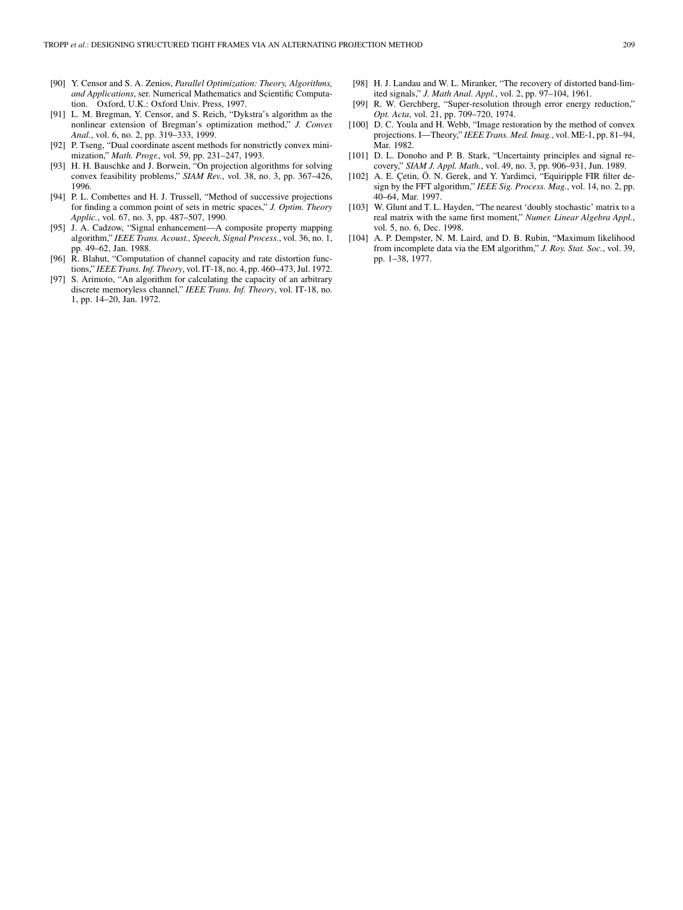[90] Y. Censor and S. A. Zenios, *Parallel Optimization: Theory, Algorithms, and Applications*, ser. Numerical Mathematics and Scientific Computation. Oxford, U.K.: Oxford Univ. Press, 1997.

[91] L. M. Bregman, Y. Censor, and S. Reich, "Dykstra's algorithm as the nonlinear extension of Bregman's optimization method," *J. Convex Anal.*, vol. 6, no. 2, pp. 319–333, 1999.

[92] P. Tseng, "Dual coordinate ascent methods for nonstrictly convex minimization," *Math. Progr.*, vol. 59, pp. 231–247, 1993.

[93] H. H. Bauschke and J. Borwein, "On projection algorithms for solving convex feasibility problems," *SIAM Rev.*, vol. 38, no. 3, pp. 367–426, 1996.

[94] P. L. Combettes and H. J. Trussell, "Method of successive projections for finding a common point of sets in metric spaces," *J. Optim. Theory Applic.*, vol. 67, no. 3, pp. 487–507, 1990.

[95] J. A. Cadzow, "Signal enhancement—A composite property mapping algorithm," *IEEE Trans. Acoust., Speech, Signal Process.*, vol. 36, no. 1, pp. 49–62, Jan. 1988.

[96] R. Blahut, "Computation of channel capacity and rate distortion functions," *IEEE Trans. Inf. Theory*, vol. IT-18, no. 4, pp. 460–473, Jul. 1972.

[97] S. Arimoto, "An algorithm for calculating the capacity of an arbitrary discrete memoryless channel," *IEEE Trans. Inf. Theory*, vol. IT-18, no. 1, pp. 14–20, Jan. 1972.

[98] H. J. Landau and W. L. Miranker, "The recovery of distorted band-limited signals," *J. Math Anal. Appl.*, vol. 2, pp. 97–104, 1961.

[99] R. W. Gerchberg, "Super-resolution through error energy reduction," *Opt. Acta*, vol. 21, pp. 709–720, 1974.

[100] D. C. Youla and H. Webb, "Image restoration by the method of convex projections. I—Theory," *IEEE Trans. Med. Imag.*, vol. ME-1, pp. 81–94, Mar. 1982.

[101] D. L. Donoho and P. B. Stark, "Uncertainty principles and signal recovery," *SIAM J. Appl. Math.*, vol. 49, no. 3, pp. 906–931, Jun. 1989.

[102] A. E. Çetin, Ö. N. Gerek, and Y. Yardimci, "Equiripple FIR filter design by the FFT algorithm," *IEEE Sig. Process. Mag.*, vol. 14, no. 2, pp. 40–64, Mar. 1997.

[103] W. Glunt and T. L. Hayden, "The nearest 'doubly stochastic' matrix to a real matrix with the same first moment," *Numer. Linear Algebra Appl.*, vol. 5, no. 6, Dec. 1998.

[104] A. P. Dempster, N. M. Laird, and D. B. Rubin, "Maximum likelihood from incomplete data via the EM algorithm," *J. Roy. Stat. Soc.*, vol. 39, pp. 1–38, 1977.